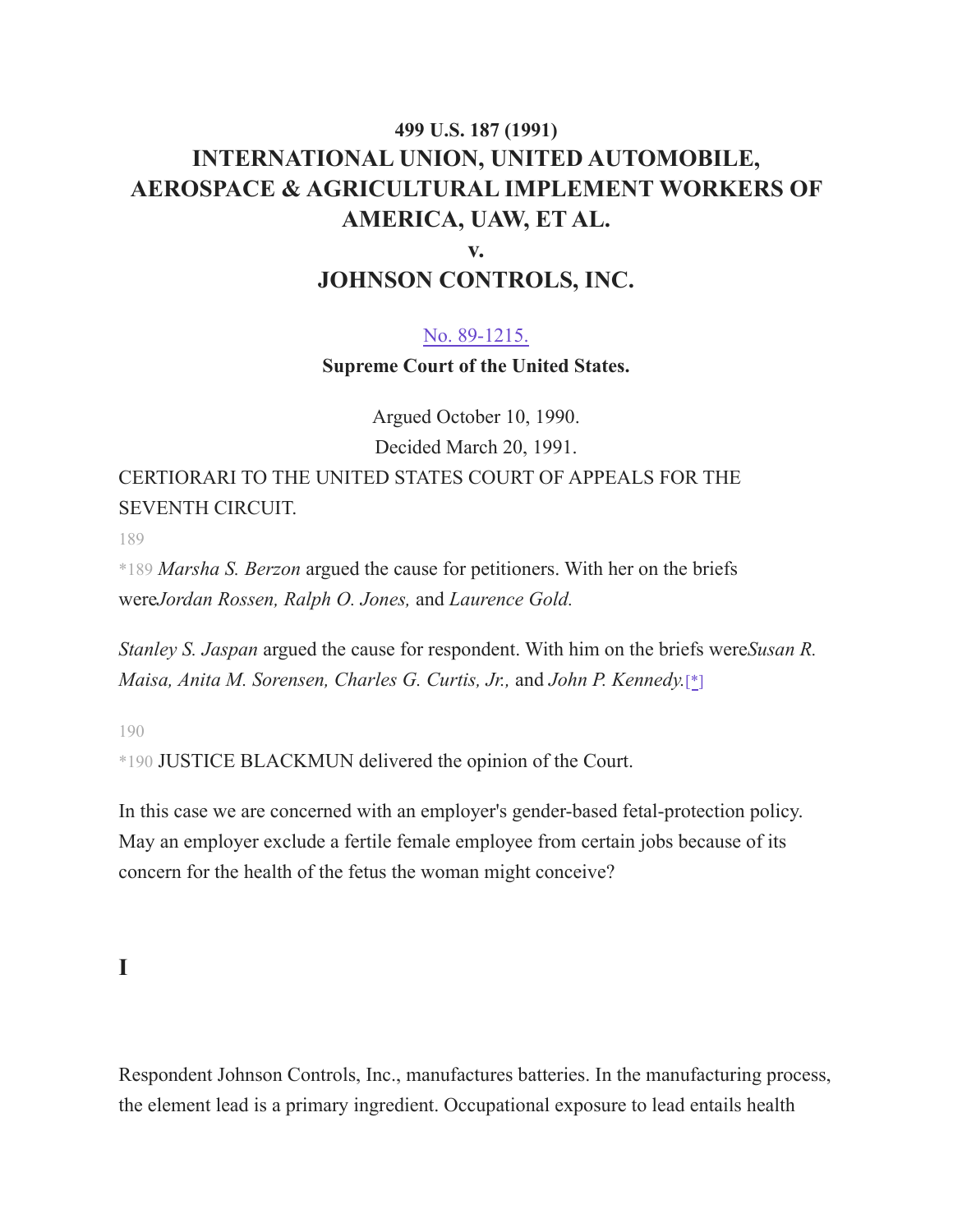**499 U.S. 187 (1991)**

# INTERNATIONAL UNION, UNITED AUTOMOBILE, AEROSPACE & AGRICULTURAL IMPLEMENT WORKERS OF AMERICA, UAW, ET AL.

# v.

# JOHNSON CONTROLS, INC.

No. 89-1215.

**Supreme Court of the United States.**

Argued October 10, 1990.

Decided March 20, 1991.

CERTIORARI TO THE UNITED STATES COURT OF APPEALS FOR THE SEVENTH CIRCUIT.

*189 *Marsha S. Berzon* argued the cause for petitioners. With her on the briefs were *Jordan Rossen, Ralph O. Jones,* and *Laurence Gold.*

*Stanley S. Jaspan* argued the cause for respondent. With him on the briefs were *Susan R. Maisa, Anita M. Sorensen, Charles G. Curtis, Jr.,* and *John P. Kennedy.*[*]

*190 JUSTICE BLACKMUN delivered the opinion of the Court.

In this case we are concerned with an employer's gender-based fetal-protection policy. May an employer exclude a fertile female employee from certain jobs because of its concern for the health of the fetus the woman might conceive?

## I

Respondent Johnson Controls, Inc., manufactures batteries. In the manufacturing process, the element lead is a primary ingredient. Occupational exposure to lead entails health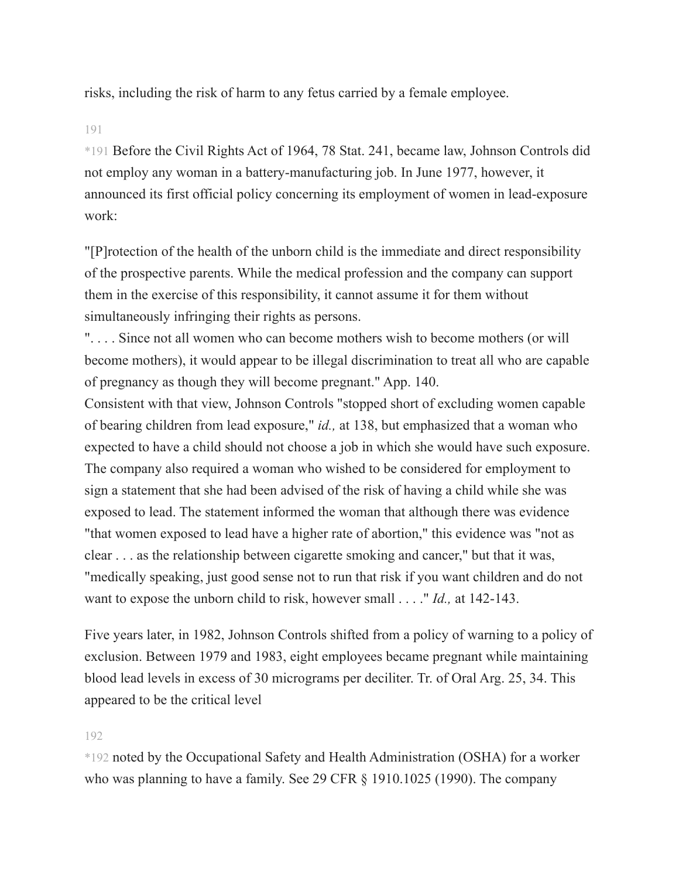risks, including the risk of harm to any fetus carried by a female employee.

191

*191 Before the Civil Rights Act of 1964, 78 Stat. 241, became law, Johnson Controls did not employ any woman in a battery-manufacturing job. In June 1977, however, it announced its first official policy concerning its employment of women in lead-exposure work:

"[P]rotection of the health of the unborn child is the immediate and direct responsibility of the prospective parents. While the medical profession and the company can support them in the exercise of this responsibility, it cannot assume it for them without simultaneously infringing their rights as persons.
". . . . Since not all women who can become mothers wish to become mothers (or will become mothers), it would appear to be illegal discrimination to treat all who are capable of pregnancy as though they will become pregnant." App. 140.
Consistent with that view, Johnson Controls "stopped short of excluding women capable of bearing children from lead exposure," *id.,* at 138, but emphasized that a woman who expected to have a child should not choose a job in which she would have such exposure. The company also required a woman who wished to be considered for employment to sign a statement that she had been advised of the risk of having a child while she was exposed to lead. The statement informed the woman that although there was evidence "that women exposed to lead have a higher rate of abortion," this evidence was "not as clear . . . as the relationship between cigarette smoking and cancer," but that it was, "medically speaking, just good sense not to run that risk if you want children and do not want to expose the unborn child to risk, however small . . . ." *Id.,* at 142-143.

Five years later, in 1982, Johnson Controls shifted from a policy of warning to a policy of exclusion. Between 1979 and 1983, eight employees became pregnant while maintaining blood lead levels in excess of 30 micrograms per deciliter. Tr. of Oral Arg. 25, 34. This appeared to be the critical level

192

*192 noted by the Occupational Safety and Health Administration (OSHA) for a worker who was planning to have a family. See 29 CFR § 1910.1025 (1990). The company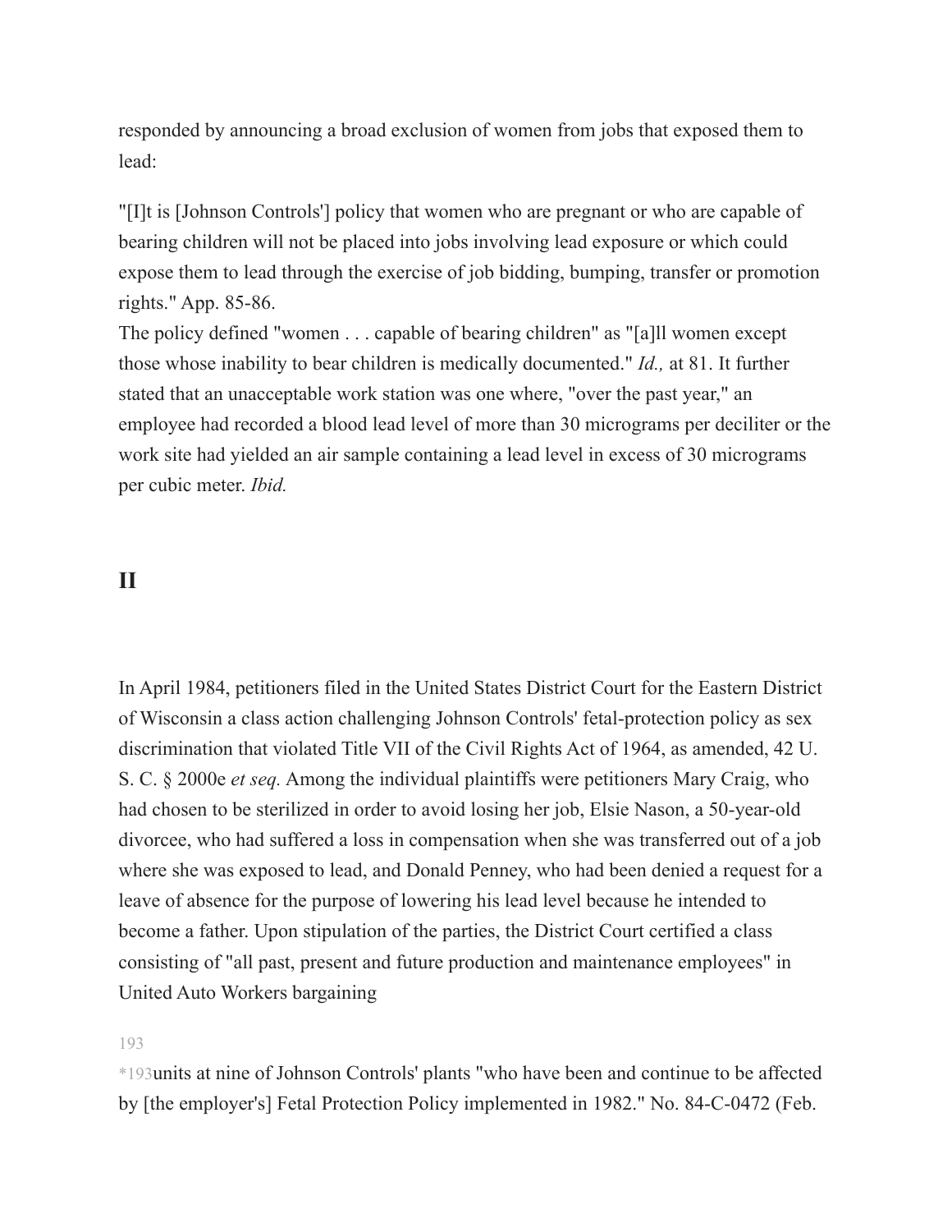responded by announcing a broad exclusion of women from jobs that exposed them to lead:

"[I]t is [Johnson Controls'] policy that women who are pregnant or who are capable of bearing children will not be placed into jobs involving lead exposure or which could expose them to lead through the exercise of job bidding, bumping, transfer or promotion rights." App. 85-86.

The policy defined "women . . . capable of bearing children" as "[a]ll women except those whose inability to bear children is medically documented." *Id.,* at 81. It further stated that an unacceptable work station was one where, "over the past year," an employee had recorded a blood lead level of more than 30 micrograms per deciliter or the work site had yielded an air sample containing a lead level in excess of 30 micrograms per cubic meter. *Ibid.*

## II

In April 1984, petitioners filed in the United States District Court for the Eastern District of Wisconsin a class action challenging Johnson Controls' fetal-protection policy as sex discrimination that violated Title VII of the Civil Rights Act of 1964, as amended, 42 U. S. C. § 2000e *et seq.* Among the individual plaintiffs were petitioners Mary Craig, who had chosen to be sterilized in order to avoid losing her job, Elsie Nason, a 50-year-old divorcee, who had suffered a loss in compensation when she was transferred out of a job where she was exposed to lead, and Donald Penney, who had been denied a request for a leave of absence for the purpose of lowering his lead level because he intended to become a father. Upon stipulation of the parties, the District Court certified a class consisting of "all past, present and future production and maintenance employees" in United Auto Workers bargaining

*193units at nine of Johnson Controls' plants "who have been and continue to be affected by [the employer's] Fetal Protection Policy implemented in 1982." No. 84-C-0472 (Feb.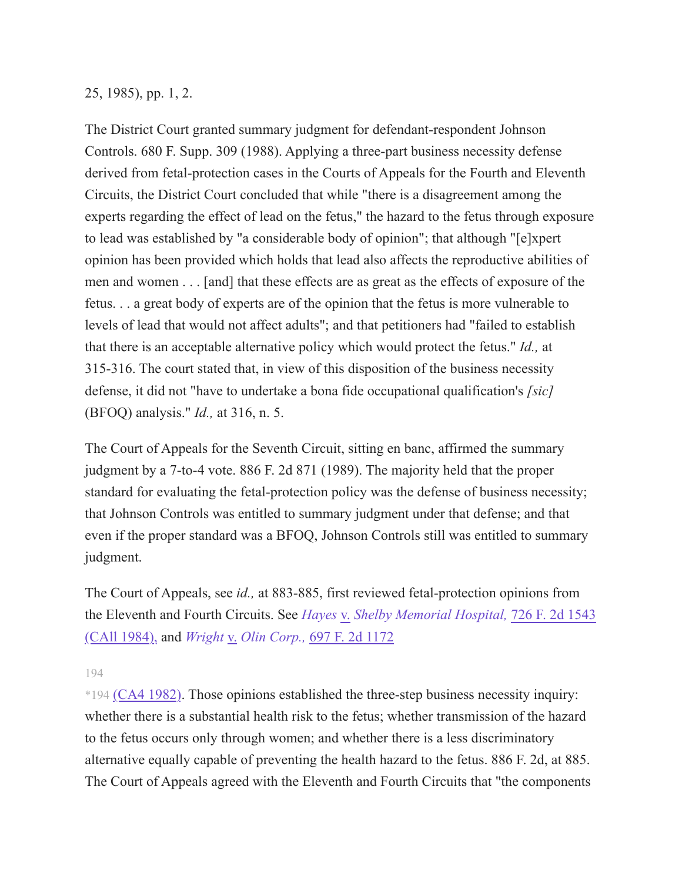25, 1985), pp. 1, 2.

The District Court granted summary judgment for defendant-respondent Johnson Controls. 680 F. Supp. 309 (1988). Applying a three-part business necessity defense derived from fetal-protection cases in the Courts of Appeals for the Fourth and Eleventh Circuits, the District Court concluded that while "there is a disagreement among the experts regarding the effect of lead on the fetus," the hazard to the fetus through exposure to lead was established by "a considerable body of opinion"; that although "[e]xpert opinion has been provided which holds that lead also affects the reproductive abilities of men and women . . . [and] that these effects are as great as the effects of exposure of the fetus. . . a great body of experts are of the opinion that the fetus is more vulnerable to levels of lead that would not affect adults"; and that petitioners had "failed to establish that there is an acceptable alternative policy which would protect the fetus." *Id.,* at 315-316. The court stated that, in view of this disposition of the business necessity defense, it did not "have to undertake a bona fide occupational qualification's *[sic]* (BFOQ) analysis." *Id.,* at 316, n. 5.

The Court of Appeals for the Seventh Circuit, sitting en banc, affirmed the summary judgment by a 7-to-4 vote. 886 F. 2d 871 (1989). The majority held that the proper standard for evaluating the fetal-protection policy was the defense of business necessity; that Johnson Controls was entitled to summary judgment under that defense; and that even if the proper standard was a BFOQ, Johnson Controls still was entitled to summary judgment.

The Court of Appeals, see *id.,* at 883-885, first reviewed fetal-protection opinions from the Eleventh and Fourth Circuits. See *Hayes* v. *Shelby Memorial Hospital,* 726 F. 2d 1543 (CA11 1984), and *Wright* v. *Olin Corp.,* 697 F. 2d 1172

*194 (CA4 1982). Those opinions established the three-step business necessity inquiry: whether there is a substantial health risk to the fetus; whether transmission of the hazard to the fetus occurs only through women; and whether there is a less discriminatory alternative equally capable of preventing the health hazard to the fetus. 886 F. 2d, at 885. The Court of Appeals agreed with the Eleventh and Fourth Circuits that "the components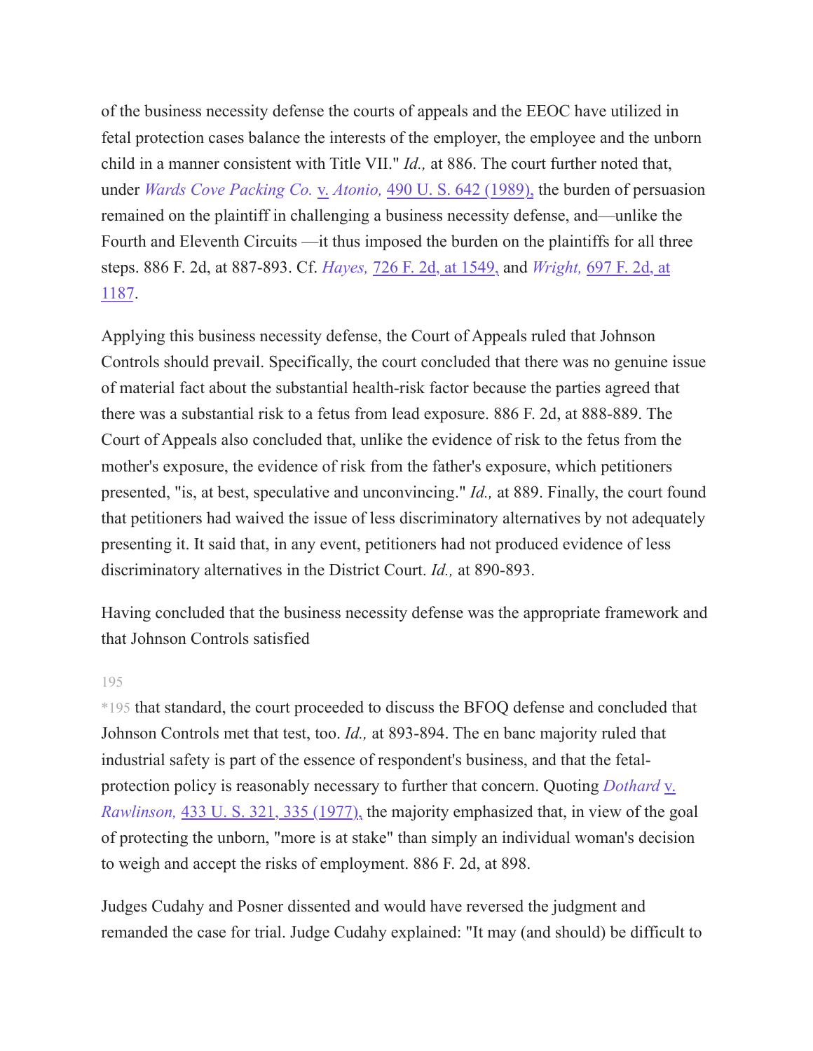of the business necessity defense the courts of appeals and the EEOC have utilized in fetal protection cases balance the interests of the employer, the employee and the unborn child in a manner consistent with Title VII." *Id.,* at 886. The court further noted that, under *Wards Cove Packing Co.* v. *Atonio,* 490 U. S. 642 (1989), the burden of persuasion remained on the plaintiff in challenging a business necessity defense, and—unlike the Fourth and Eleventh Circuits —it thus imposed the burden on the plaintiffs for all three steps. 886 F. 2d, at 887-893. Cf. *Hayes,* 726 F. 2d, at 1549, and *Wright,* 697 F. 2d, at 1187.

Applying this business necessity defense, the Court of Appeals ruled that Johnson Controls should prevail. Specifically, the court concluded that there was no genuine issue of material fact about the substantial health-risk factor because the parties agreed that there was a substantial risk to a fetus from lead exposure. 886 F. 2d, at 888-889. The Court of Appeals also concluded that, unlike the evidence of risk to the fetus from the mother's exposure, the evidence of risk from the father's exposure, which petitioners presented, "is, at best, speculative and unconvincing." *Id.,* at 889. Finally, the court found that petitioners had waived the issue of less discriminatory alternatives by not adequately presenting it. It said that, in any event, petitioners had not produced evidence of less discriminatory alternatives in the District Court. *Id.,* at 890-893.

Having concluded that the business necessity defense was the appropriate framework and that Johnson Controls satisfied

*195 that standard, the court proceeded to discuss the BFOQ defense and concluded that Johnson Controls met that test, too. *Id.,* at 893-894. The en banc majority ruled that industrial safety is part of the essence of respondent's business, and that the fetal-protection policy is reasonably necessary to further that concern. Quoting *Dothard* v. *Rawlinson,* 433 U. S. 321, 335 (1977), the majority emphasized that, in view of the goal of protecting the unborn, "more is at stake" than simply an individual woman's decision to weigh and accept the risks of employment. 886 F. 2d, at 898.

Judges Cudahy and Posner dissented and would have reversed the judgment and remanded the case for trial. Judge Cudahy explained: "It may (and should) be difficult to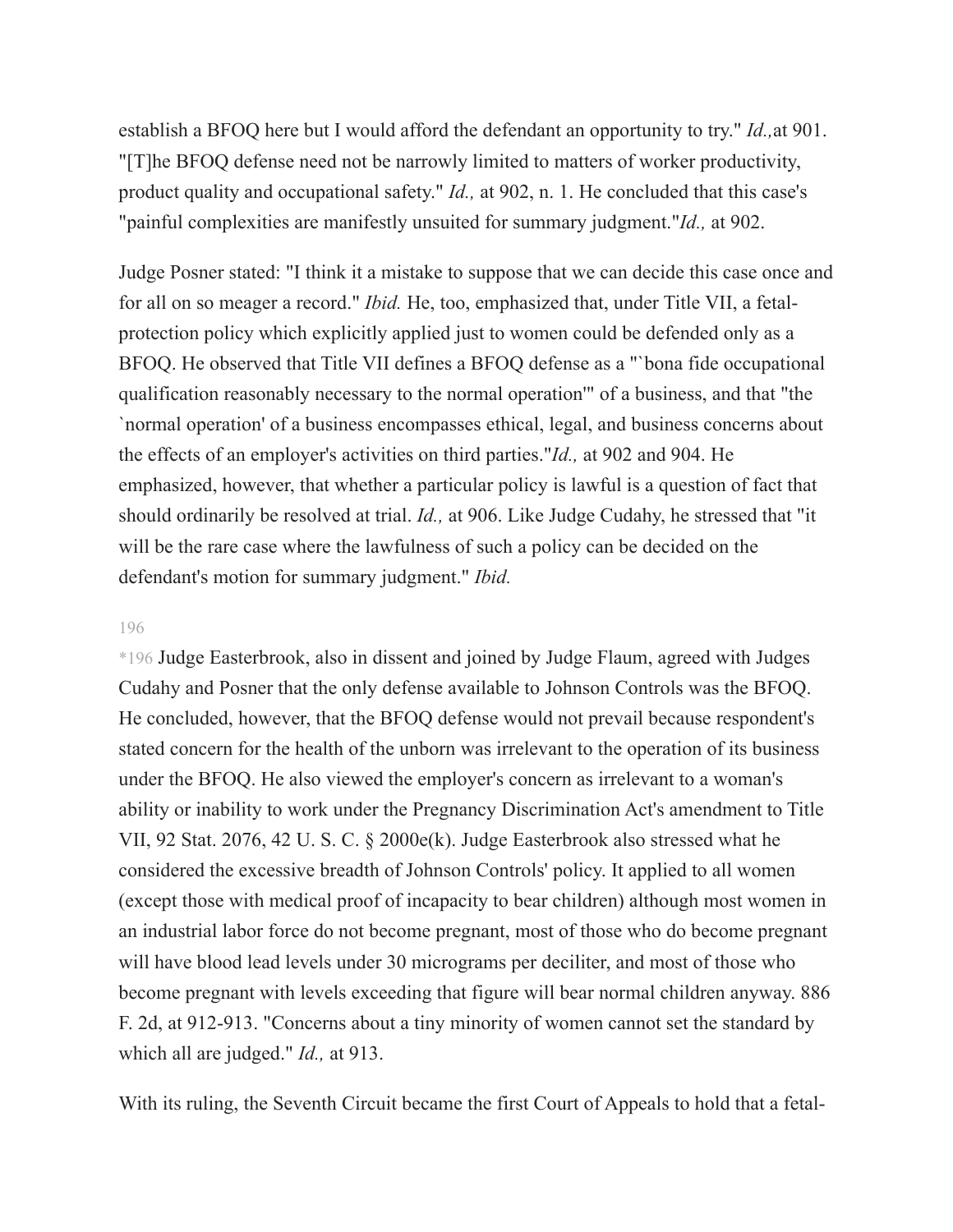establish a BFOQ here but I would afford the defendant an opportunity to try." *Id.,*at 901. "[T]he BFOQ defense need not be narrowly limited to matters of worker productivity, product quality and occupational safety." *Id.,* at 902, n. 1. He concluded that this case's "painful complexities are manifestly unsuited for summary judgment."*Id.,* at 902.

Judge Posner stated: "I think it a mistake to suppose that we can decide this case once and for all on so meager a record." *Ibid.* He, too, emphasized that, under Title VII, a fetal-protection policy which explicitly applied just to women could be defended only as a BFOQ. He observed that Title VII defines a BFOQ defense as a "`bona fide occupational qualification reasonably necessary to the normal operation'" of a business, and that "the `normal operation' of a business encompasses ethical, legal, and business concerns about the effects of an employer's activities on third parties."*Id.,* at 902 and 904. He emphasized, however, that whether a particular policy is lawful is a question of fact that should ordinarily be resolved at trial. *Id.,* at 906. Like Judge Cudahy, he stressed that "it will be the rare case where the lawfulness of such a policy can be decided on the defendant's motion for summary judgment." *Ibid.*

196

*196 Judge Easterbrook, also in dissent and joined by Judge Flaum, agreed with Judges Cudahy and Posner that the only defense available to Johnson Controls was the BFOQ. He concluded, however, that the BFOQ defense would not prevail because respondent's stated concern for the health of the unborn was irrelevant to the operation of its business under the BFOQ. He also viewed the employer's concern as irrelevant to a woman's ability or inability to work under the Pregnancy Discrimination Act's amendment to Title VII, 92 Stat. 2076, 42 U. S. C. § 2000e(k). Judge Easterbrook also stressed what he considered the excessive breadth of Johnson Controls' policy. It applied to all women (except those with medical proof of incapacity to bear children) although most women in an industrial labor force do not become pregnant, most of those who do become pregnant will have blood lead levels under 30 micrograms per deciliter, and most of those who become pregnant with levels exceeding that figure will bear normal children anyway. 886 F. 2d, at 912-913. "Concerns about a tiny minority of women cannot set the standard by which all are judged." *Id.,* at 913.

With its ruling, the Seventh Circuit became the first Court of Appeals to hold that a fetal-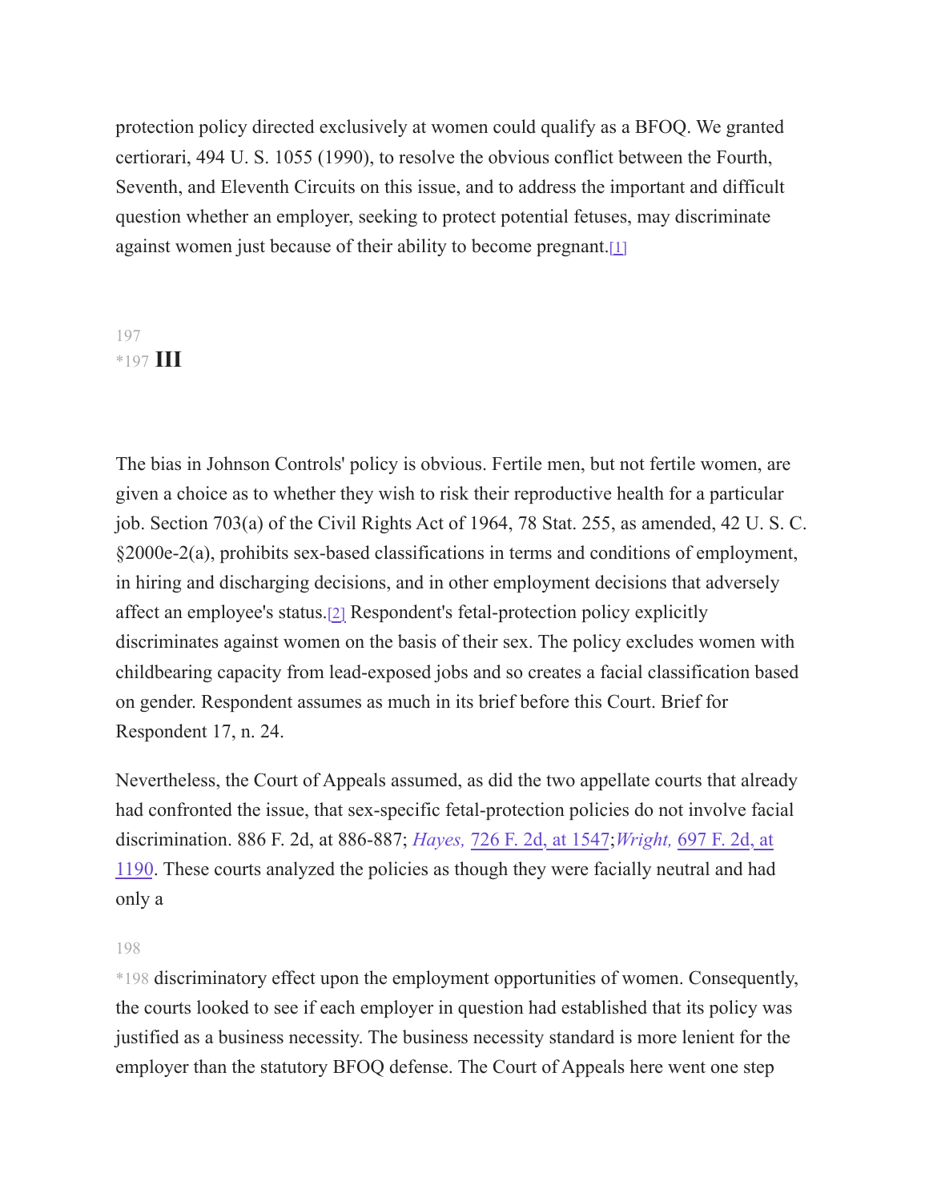protection policy directed exclusively at women could qualify as a BFOQ. We granted certiorari, 494 U. S. 1055 (1990), to resolve the obvious conflict between the Fourth, Seventh, and Eleventh Circuits on this issue, and to address the important and difficult question whether an employer, seeking to protect potential fetuses, may discriminate against women just because of their ability to become pregnant.[1]

*197 **III**

The bias in Johnson Controls' policy is obvious. Fertile men, but not fertile women, are given a choice as to whether they wish to risk their reproductive health for a particular job. Section 703(a) of the Civil Rights Act of 1964, 78 Stat. 255, as amended, 42 U. S. C. §2000e-2(a), prohibits sex-based classifications in terms and conditions of employment, in hiring and discharging decisions, and in other employment decisions that adversely affect an employee's status.[2] Respondent's fetal-protection policy explicitly discriminates against women on the basis of their sex. The policy excludes women with childbearing capacity from lead-exposed jobs and so creates a facial classification based on gender. Respondent assumes as much in its brief before this Court. Brief for Respondent 17, n. 24.

Nevertheless, the Court of Appeals assumed, as did the two appellate courts that already had confronted the issue, that sex-specific fetal-protection policies do not involve facial discrimination. 886 F. 2d, at 886-887; *Hayes,* 726 F. 2d, at 1547; *Wright,* 697 F. 2d, at 1190. These courts analyzed the policies as though they were facially neutral and had only a *198 discriminatory effect upon the employment opportunities of women. Consequently, the courts looked to see if each employer in question had established that its policy was justified as a business necessity. The business necessity standard is more lenient for the employer than the statutory BFOQ defense. The Court of Appeals here went one step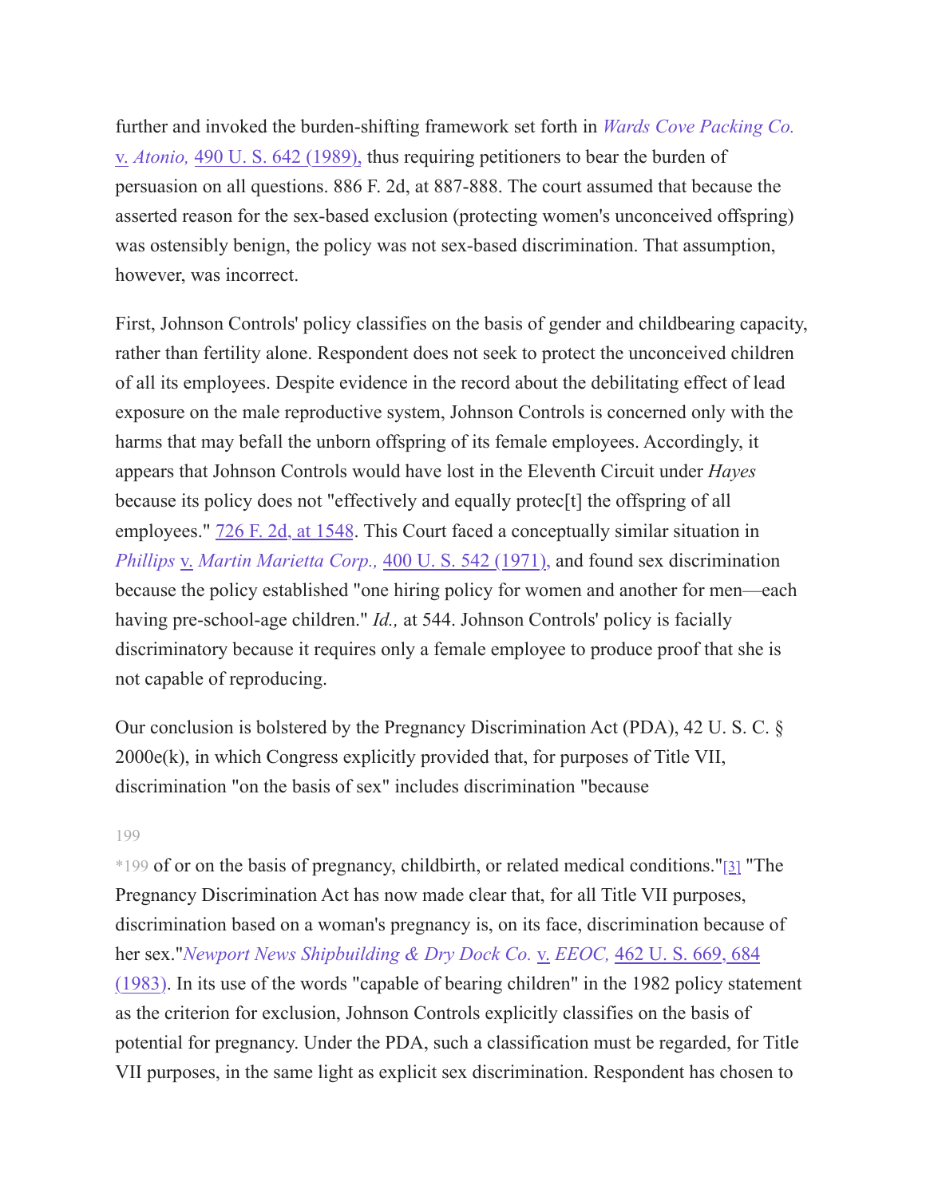further and invoked the burden-shifting framework set forth in *Wards Cove Packing Co.* v. *Atonio,* 490 U. S. 642 (1989), thus requiring petitioners to bear the burden of persuasion on all questions. 886 F. 2d, at 887-888. The court assumed that because the asserted reason for the sex-based exclusion (protecting women's unconceived offspring) was ostensibly benign, the policy was not sex-based discrimination. That assumption, however, was incorrect.

First, Johnson Controls' policy classifies on the basis of gender and childbearing capacity, rather than fertility alone. Respondent does not seek to protect the unconceived children of all its employees. Despite evidence in the record about the debilitating effect of lead exposure on the male reproductive system, Johnson Controls is concerned only with the harms that may befall the unborn offspring of its female employees. Accordingly, it appears that Johnson Controls would have lost in the Eleventh Circuit under *Hayes* because its policy does not "effectively and equally protec[t] the offspring of all employees." 726 F. 2d, at 1548. This Court faced a conceptually similar situation in *Phillips* v. *Martin Marietta Corp.,* 400 U. S. 542 (1971), and found sex discrimination because the policy established "one hiring policy for women and another for men—each having pre-school-age children." *Id.,* at 544. Johnson Controls' policy is facially discriminatory because it requires only a female employee to produce proof that she is not capable of reproducing.

Our conclusion is bolstered by the Pregnancy Discrimination Act (PDA), 42 U. S. C. § 2000e(k), in which Congress explicitly provided that, for purposes of Title VII, discrimination "on the basis of sex" includes discrimination "because

*199 of or on the basis of pregnancy, childbirth, or related medical conditions."[3] "The Pregnancy Discrimination Act has now made clear that, for all Title VII purposes, discrimination based on a woman's pregnancy is, on its face, discrimination because of her sex."*Newport News Shipbuilding & Dry Dock Co.* v. *EEOC,* 462 U. S. 669, 684 (1983). In its use of the words "capable of bearing children" in the 1982 policy statement as the criterion for exclusion, Johnson Controls explicitly classifies on the basis of potential for pregnancy. Under the PDA, such a classification must be regarded, for Title VII purposes, in the same light as explicit sex discrimination. Respondent has chosen to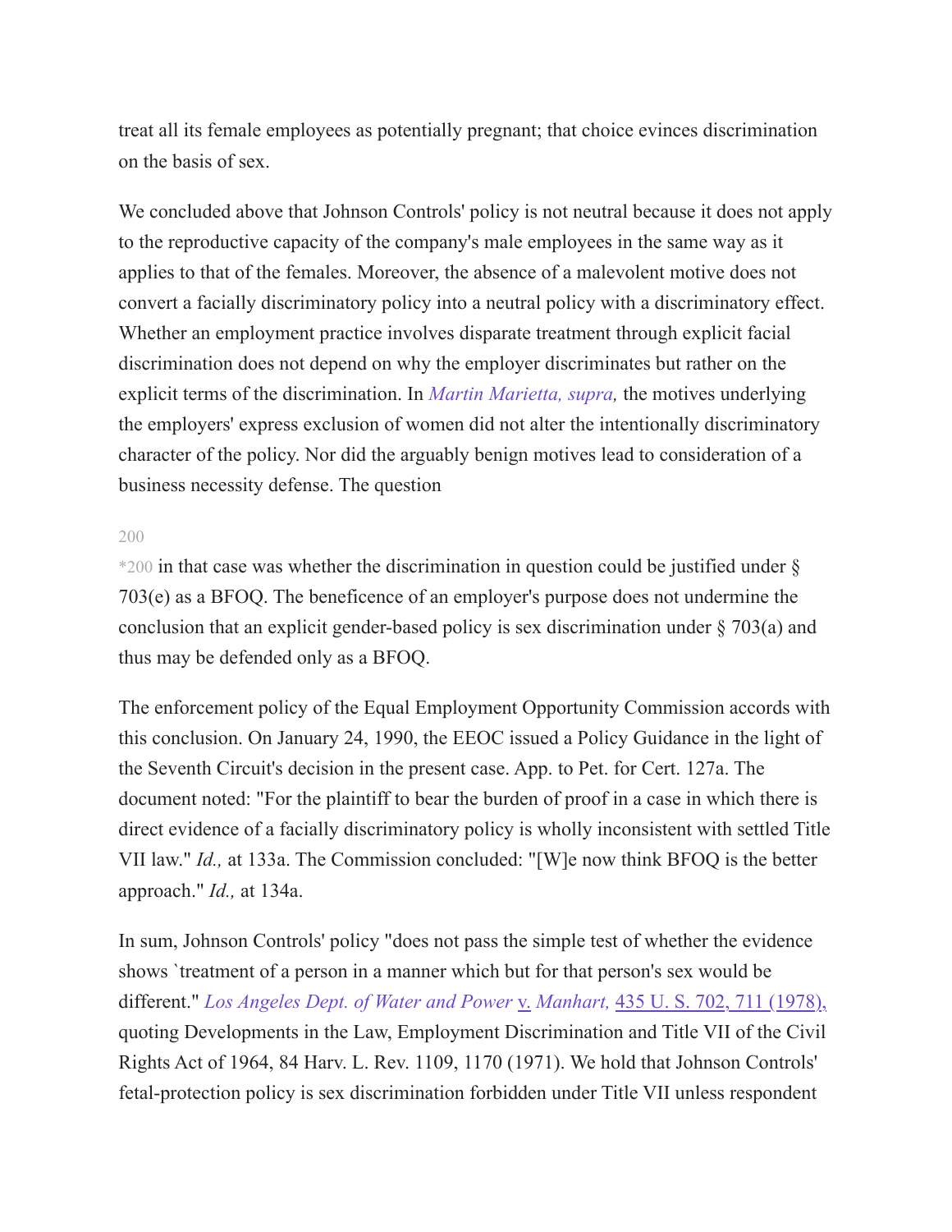treat all its female employees as potentially pregnant; that choice evinces discrimination on the basis of sex.

We concluded above that Johnson Controls' policy is not neutral because it does not apply to the reproductive capacity of the company's male employees in the same way as it applies to that of the females. Moreover, the absence of a malevolent motive does not convert a facially discriminatory policy into a neutral policy with a discriminatory effect. Whether an employment practice involves disparate treatment through explicit facial discrimination does not depend on why the employer discriminates but rather on the explicit terms of the discrimination. In *Martin Marietta, supra,* the motives underlying the employers' express exclusion of women did not alter the intentionally discriminatory character of the policy. Nor did the arguably benign motives lead to consideration of a business necessity defense. The question

*200 in that case was whether the discrimination in question could be justified under § 703(e) as a BFOQ. The beneficence of an employer's purpose does not undermine the conclusion that an explicit gender-based policy is sex discrimination under § 703(a) and thus may be defended only as a BFOQ.

The enforcement policy of the Equal Employment Opportunity Commission accords with this conclusion. On January 24, 1990, the EEOC issued a Policy Guidance in the light of the Seventh Circuit's decision in the present case. App. to Pet. for Cert. 127a. The document noted: "For the plaintiff to bear the burden of proof in a case in which there is direct evidence of a facially discriminatory policy is wholly inconsistent with settled Title VII law." *Id.,* at 133a. The Commission concluded: "[W]e now think BFOQ is the better approach." *Id.,* at 134a.

In sum, Johnson Controls' policy "does not pass the simple test of whether the evidence shows `treatment of a person in a manner which but for that person's sex would be different." *Los Angeles Dept. of Water and Power* v. *Manhart,* 435 U. S. 702, 711 (1978), quoting Developments in the Law, Employment Discrimination and Title VII of the Civil Rights Act of 1964, 84 Harv. L. Rev. 1109, 1170 (1971). We hold that Johnson Controls' fetal-protection policy is sex discrimination forbidden under Title VII unless respondent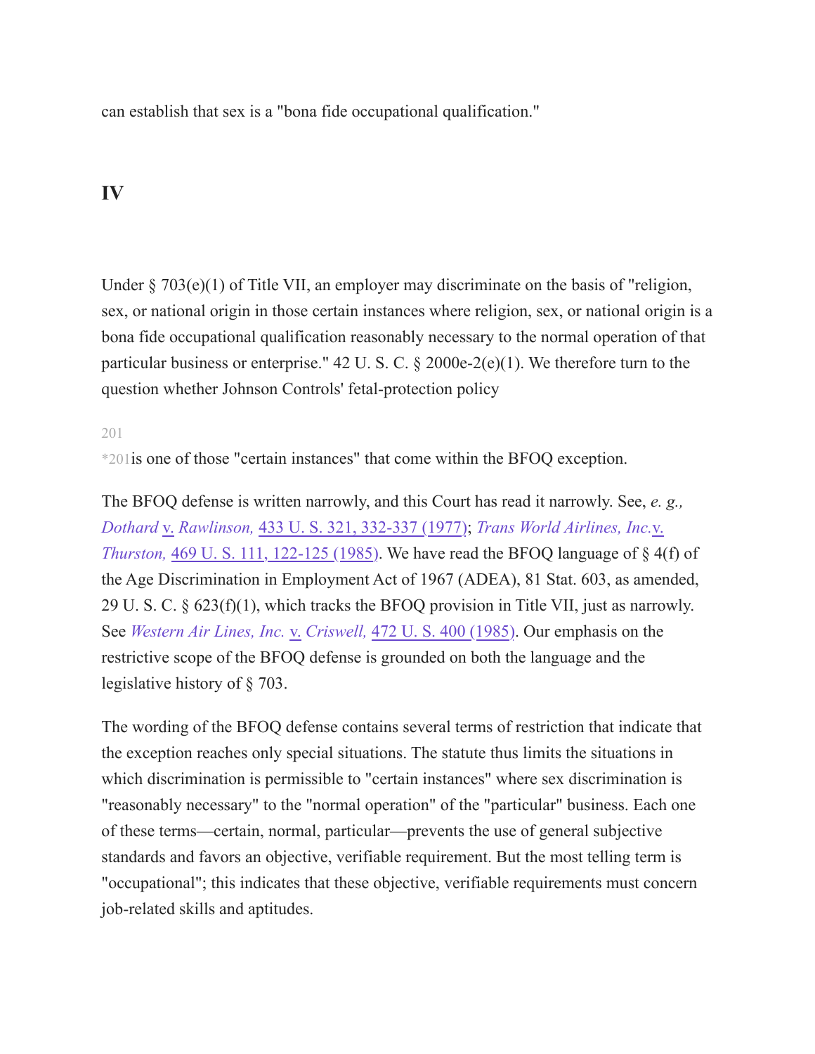can establish that sex is a "bona fide occupational qualification."

## IV

Under § 703(e)(1) of Title VII, an employer may discriminate on the basis of "religion, sex, or national origin in those certain instances where religion, sex, or national origin is a bona fide occupational qualification reasonably necessary to the normal operation of that particular business or enterprise." 42 U. S. C. § 2000e-2(e)(1). We therefore turn to the question whether Johnson Controls' fetal-protection policy

*201 is one of those "certain instances" that come within the BFOQ exception.

The BFOQ defense is written narrowly, and this Court has read it narrowly. See, *e. g., Dothard* v. *Rawlinson,* 433 U. S. 321, 332-337 (1977); *Trans World Airlines, Inc.* v. *Thurston,* 469 U. S. 111, 122-125 (1985). We have read the BFOQ language of § 4(f) of the Age Discrimination in Employment Act of 1967 (ADEA), 81 Stat. 603, as amended, 29 U. S. C. § 623(f)(1), which tracks the BFOQ provision in Title VII, just as narrowly. See *Western Air Lines, Inc.* v. *Criswell,* 472 U. S. 400 (1985). Our emphasis on the restrictive scope of the BFOQ defense is grounded on both the language and the legislative history of § 703.

The wording of the BFOQ defense contains several terms of restriction that indicate that the exception reaches only special situations. The statute thus limits the situations in which discrimination is permissible to "certain instances" where sex discrimination is "reasonably necessary" to the "normal operation" of the "particular" business. Each one of these terms—certain, normal, particular—prevents the use of general subjective standards and favors an objective, verifiable requirement. But the most telling term is "occupational"; this indicates that these objective, verifiable requirements must concern job-related skills and aptitudes.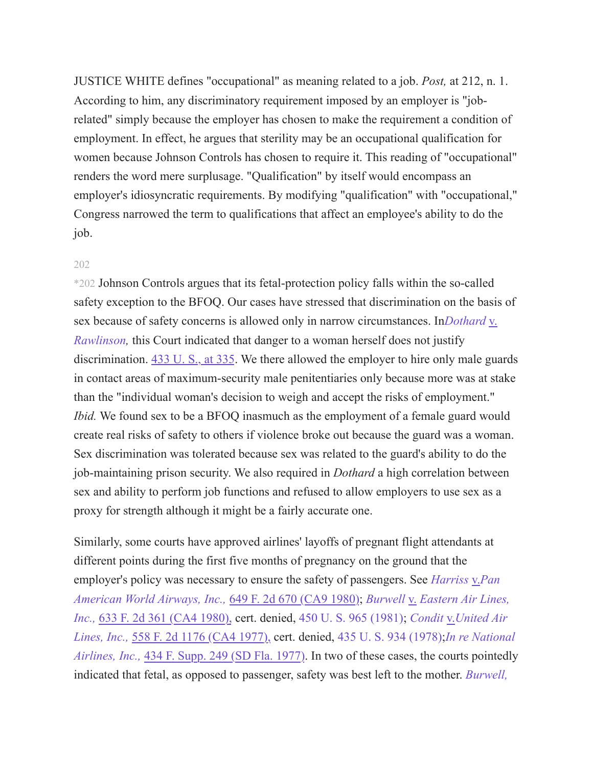JUSTICE WHITE defines "occupational" as meaning related to a job. *Post,* at 212, n. 1. According to him, any discriminatory requirement imposed by an employer is "job-related" simply because the employer has chosen to make the requirement a condition of employment. In effect, he argues that sterility may be an occupational qualification for women because Johnson Controls has chosen to require it. This reading of "occupational" renders the word mere surplusage. "Qualification" by itself would encompass an employer's idiosyncratic requirements. By modifying "qualification" with "occupational," Congress narrowed the term to qualifications that affect an employee's ability to do the job.

202

*202 Johnson Controls argues that its fetal-protection policy falls within the so-called safety exception to the BFOQ. Our cases have stressed that discrimination on the basis of sex because of safety concerns is allowed only in narrow circumstances. In *Dothard* v. *Rawlinson,* this Court indicated that danger to a woman herself does not justify discrimination. 433 U. S., at 335. We there allowed the employer to hire only male guards in contact areas of maximum-security male penitentiaries only because more was at stake than the "individual woman's decision to weigh and accept the risks of employment." *Ibid.* We found sex to be a BFOQ inasmuch as the employment of a female guard would create real risks of safety to others if violence broke out because the guard was a woman. Sex discrimination was tolerated because sex was related to the guard's ability to do the job-maintaining prison security. We also required in *Dothard* a high correlation between sex and ability to perform job functions and refused to allow employers to use sex as a proxy for strength although it might be a fairly accurate one.

Similarly, some courts have approved airlines' layoffs of pregnant flight attendants at different points during the first five months of pregnancy on the ground that the employer's policy was necessary to ensure the safety of passengers. See *Harriss* v. *Pan American World Airways, Inc.,* 649 F. 2d 670 (CA9 1980); *Burwell* v. *Eastern Air Lines, Inc.,* 633 F. 2d 361 (CA4 1980), cert. denied, 450 U. S. 965 (1981); *Condit* v. *United Air Lines, Inc.,* 558 F. 2d 1176 (CA4 1977), cert. denied, 435 U. S. 934 (1978); *In re National Airlines, Inc.,* 434 F. Supp. 249 (SD Fla. 1977). In two of these cases, the courts pointedly indicated that fetal, as opposed to passenger, safety was best left to the mother. *Burwell,*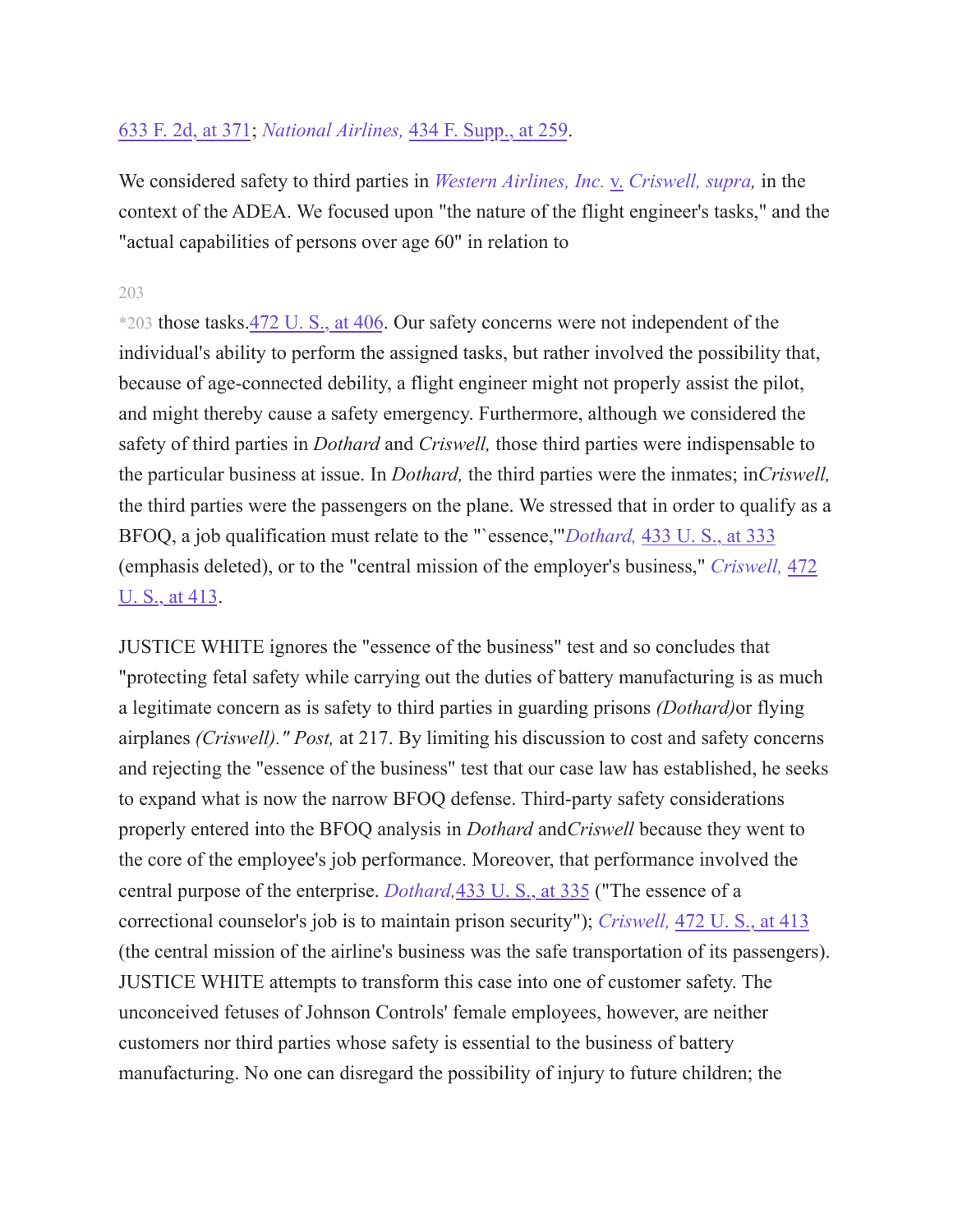633 F. 2d, at 371; *National Airlines,* 434 F. Supp., at 259.

We considered safety to third parties in *Western Airlines, Inc.* v. *Criswell, supra,* in the context of the ADEA. We focused upon "the nature of the flight engineer's tasks," and the "actual capabilities of persons over age 60" in relation to

*203 those tasks. 472 U. S., at 406. Our safety concerns were not independent of the individual's ability to perform the assigned tasks, but rather involved the possibility that, because of age-connected debility, a flight engineer might not properly assist the pilot, and might thereby cause a safety emergency. Furthermore, although we considered the safety of third parties in *Dothard* and *Criswell,* those third parties were indispensable to the particular business at issue. In *Dothard,* the third parties were the inmates; in *Criswell,* the third parties were the passengers on the plane. We stressed that in order to qualify as a BFOQ, a job qualification must relate to the "`essence,'" *Dothard,* 433 U. S., at 333 (emphasis deleted), or to the "central mission of the employer's business," *Criswell,* 472 U. S., at 413.

JUSTICE WHITE ignores the "essence of the business" test and so concludes that "protecting fetal safety while carrying out the duties of battery manufacturing is as much a legitimate concern as is safety to third parties in guarding prisons *(Dothard)* or flying airplanes *(Criswell)." Post,* at 217. By limiting his discussion to cost and safety concerns and rejecting the "essence of the business" test that our case law has established, he seeks to expand what is now the narrow BFOQ defense. Third-party safety considerations properly entered into the BFOQ analysis in *Dothard* and *Criswell* because they went to the core of the employee's job performance. Moreover, that performance involved the central purpose of the enterprise. *Dothard,* 433 U. S., at 335 ("The essence of a correctional counselor's job is to maintain prison security"); *Criswell,* 472 U. S., at 413 (the central mission of the airline's business was the safe transportation of its passengers). JUSTICE WHITE attempts to transform this case into one of customer safety. The unconceived fetuses of Johnson Controls' female employees, however, are neither customers nor third parties whose safety is essential to the business of battery manufacturing. No one can disregard the possibility of injury to future children; the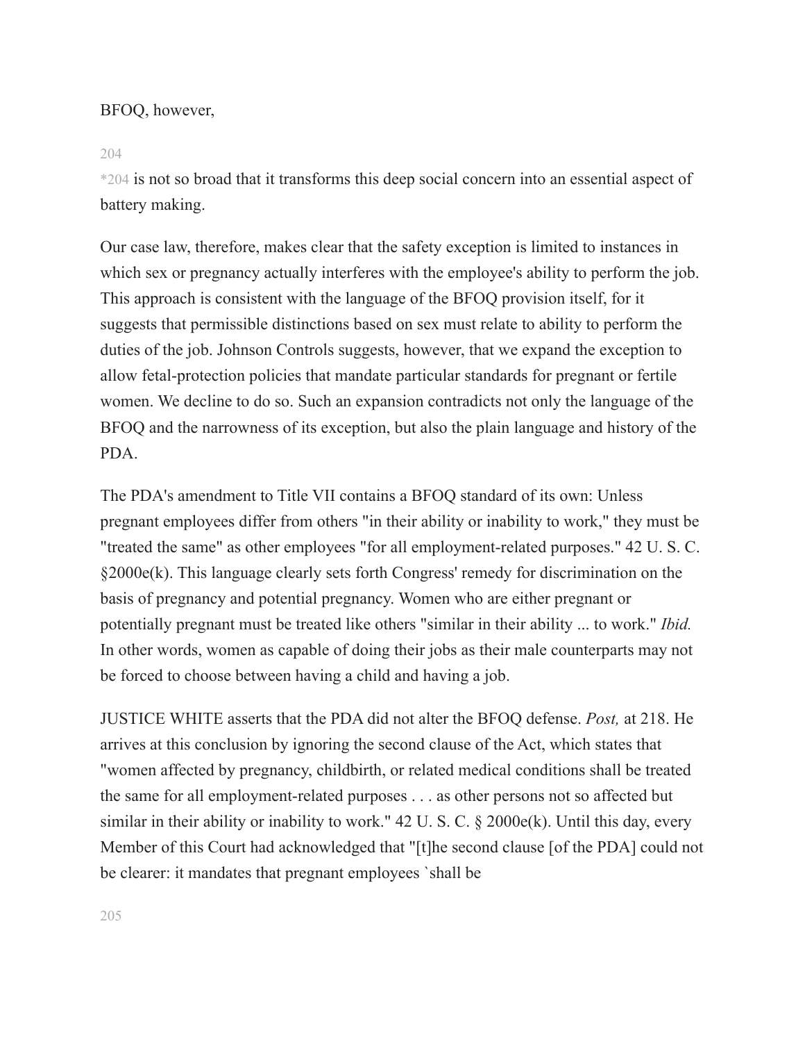BFOQ, however, *204 is not so broad that it transforms this deep social concern into an essential aspect of battery making.

Our case law, therefore, makes clear that the safety exception is limited to instances in which sex or pregnancy actually interferes with the employee's ability to perform the job. This approach is consistent with the language of the BFOQ provision itself, for it suggests that permissible distinctions based on sex must relate to ability to perform the duties of the job. Johnson Controls suggests, however, that we expand the exception to allow fetal-protection policies that mandate particular standards for pregnant or fertile women. We decline to do so. Such an expansion contradicts not only the language of the BFOQ and the narrowness of its exception, but also the plain language and history of the PDA.

The PDA's amendment to Title VII contains a BFOQ standard of its own: Unless pregnant employees differ from others "in their ability or inability to work," they must be "treated the same" as other employees "for all employment-related purposes." 42 U. S. C. §2000e(k). This language clearly sets forth Congress' remedy for discrimination on the basis of pregnancy and potential pregnancy. Women who are either pregnant or potentially pregnant must be treated like others "similar in their ability ... to work." *Ibid.* In other words, women as capable of doing their jobs as their male counterparts may not be forced to choose between having a child and having a job.

JUSTICE WHITE asserts that the PDA did not alter the BFOQ defense. *Post,* at 218. He arrives at this conclusion by ignoring the second clause of the Act, which states that "women affected by pregnancy, childbirth, or related medical conditions shall be treated the same for all employment-related purposes . . . as other persons not so affected but similar in their ability or inability to work." 42 U. S. C. § 2000e(k). Until this day, every Member of this Court had acknowledged that "[t]he second clause [of the PDA] could not be clearer: it mandates that pregnant employees `shall be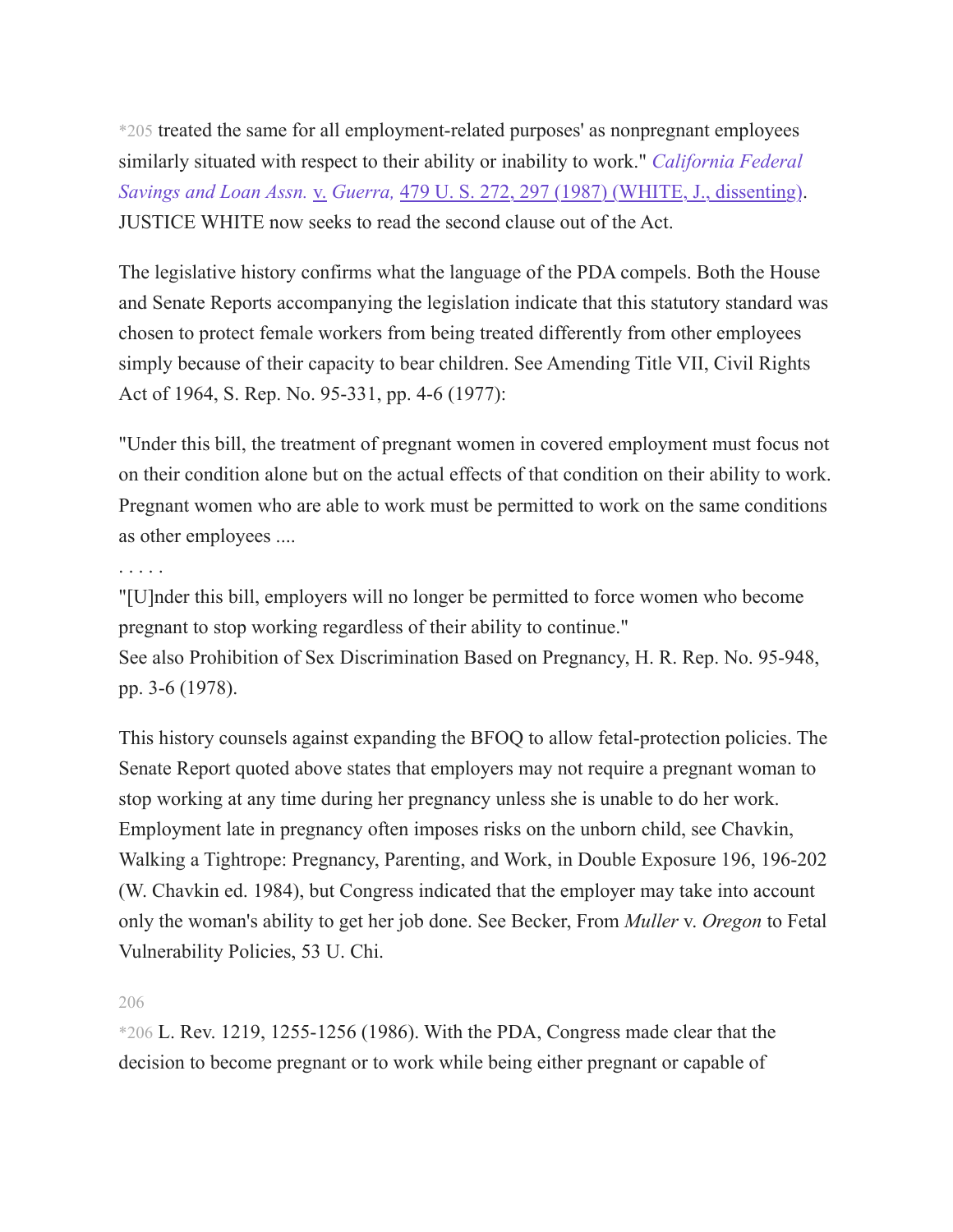*205 treated the same for all employment-related purposes' as nonpregnant employees similarly situated with respect to their ability or inability to work." *California Federal Savings and Loan Assn.* v. *Guerra,* 479 U. S. 272, 297 (1987) (WHITE, J., dissenting). JUSTICE WHITE now seeks to read the second clause out of the Act.

The legislative history confirms what the language of the PDA compels. Both the House and Senate Reports accompanying the legislation indicate that this statutory standard was chosen to protect female workers from being treated differently from other employees simply because of their capacity to bear children. See Amending Title VII, Civil Rights Act of 1964, S. Rep. No. 95-331, pp. 4-6 (1977):

"Under this bill, the treatment of pregnant women in covered employment must focus not on their condition alone but on the actual effects of that condition on their ability to work. Pregnant women who are able to work must be permitted to work on the same conditions as other employees ....

. . . . .

"[U]nder this bill, employers will no longer be permitted to force women who become pregnant to stop working regardless of their ability to continue."

See also Prohibition of Sex Discrimination Based on Pregnancy, H. R. Rep. No. 95-948, pp. 3-6 (1978).

This history counsels against expanding the BFOQ to allow fetal-protection policies. The Senate Report quoted above states that employers may not require a pregnant woman to stop working at any time during her pregnancy unless she is unable to do her work. Employment late in pregnancy often imposes risks on the unborn child, see Chavkin, Walking a Tightrope: Pregnancy, Parenting, and Work, in Double Exposure 196, 196-202 (W. Chavkin ed. 1984), but Congress indicated that the employer may take into account only the woman's ability to get her job done. See Becker, From *Muller* v. *Oregon* to Fetal Vulnerability Policies, 53 U. Chi.

*206 L. Rev. 1219, 1255-1256 (1986). With the PDA, Congress made clear that the decision to become pregnant or to work while being either pregnant or capable of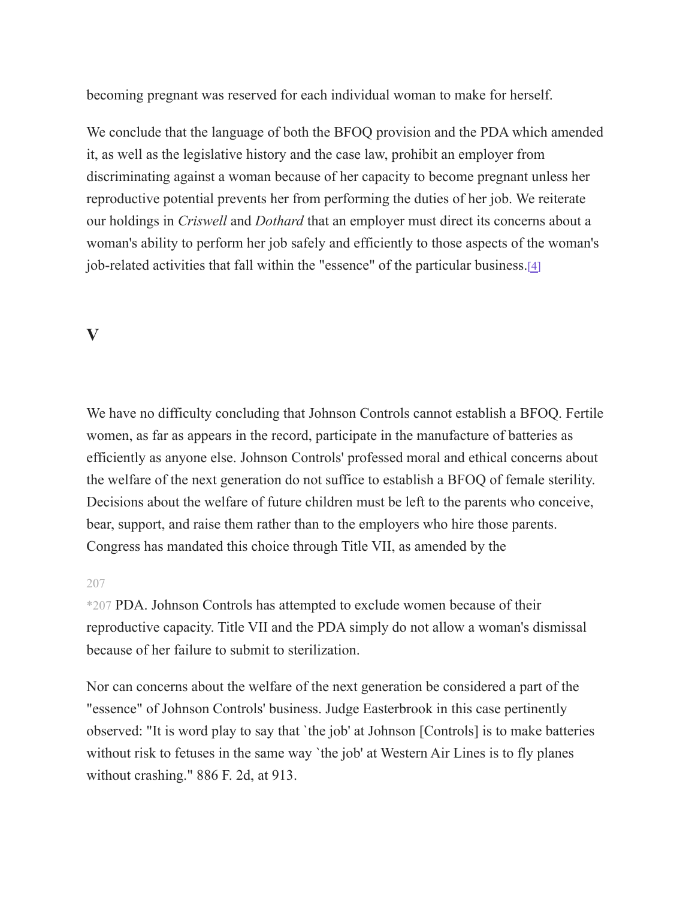becoming pregnant was reserved for each individual woman to make for herself.

We conclude that the language of both the BFOQ provision and the PDA which amended it, as well as the legislative history and the case law, prohibit an employer from discriminating against a woman because of her capacity to become pregnant unless her reproductive potential prevents her from performing the duties of her job. We reiterate our holdings in *Criswell* and *Dothard* that an employer must direct its concerns about a woman's ability to perform her job safely and efficiently to those aspects of the woman's job-related activities that fall within the "essence" of the particular business.[4]

## V

We have no difficulty concluding that Johnson Controls cannot establish a BFOQ. Fertile women, as far as appears in the record, participate in the manufacture of batteries as efficiently as anyone else. Johnson Controls' professed moral and ethical concerns about the welfare of the next generation do not suffice to establish a BFOQ of female sterility. Decisions about the welfare of future children must be left to the parents who conceive, bear, support, and raise them rather than to the employers who hire those parents. Congress has mandated this choice through Title VII, as amended by the

*207 PDA. Johnson Controls has attempted to exclude women because of their reproductive capacity. Title VII and the PDA simply do not allow a woman's dismissal because of her failure to submit to sterilization.

Nor can concerns about the welfare of the next generation be considered a part of the "essence" of Johnson Controls' business. Judge Easterbrook in this case pertinently observed: "It is word play to say that `the job' at Johnson [Controls] is to make batteries without risk to fetuses in the same way `the job' at Western Air Lines is to fly planes without crashing." 886 F. 2d, at 913.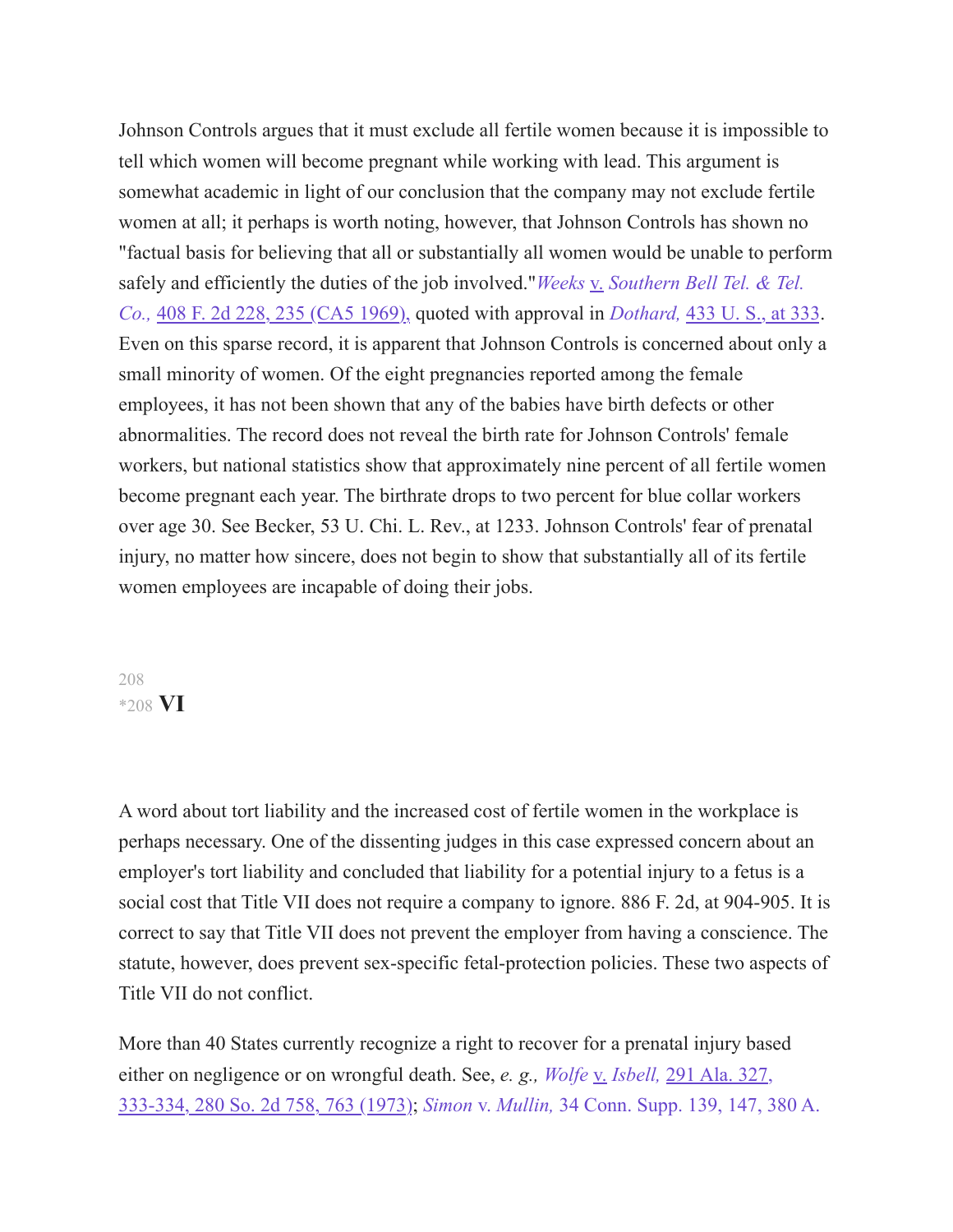Johnson Controls argues that it must exclude all fertile women because it is impossible to tell which women will become pregnant while working with lead. This argument is somewhat academic in light of our conclusion that the company may not exclude fertile women at all; it perhaps is worth noting, however, that Johnson Controls has shown no "factual basis for believing that all or substantially all women would be unable to perform safely and efficiently the duties of the job involved."*Weeks* v. *Southern Bell Tel. & Tel. Co.,* 408 F. 2d 228, 235 (CA5 1969), quoted with approval in *Dothard,* 433 U. S., at 333. Even on this sparse record, it is apparent that Johnson Controls is concerned about only a small minority of women. Of the eight pregnancies reported among the female employees, it has not been shown that any of the babies have birth defects or other abnormalities. The record does not reveal the birth rate for Johnson Controls' female workers, but national statistics show that approximately nine percent of all fertile women become pregnant each year. The birthrate drops to two percent for blue collar workers over age 30. See Becker, 53 U. Chi. L. Rev., at 1233. Johnson Controls' fear of prenatal injury, no matter how sincere, does not begin to show that substantially all of its fertile women employees are incapable of doing their jobs.

208

*208 **VI**

A word about tort liability and the increased cost of fertile women in the workplace is perhaps necessary. One of the dissenting judges in this case expressed concern about an employer's tort liability and concluded that liability for a potential injury to a fetus is a social cost that Title VII does not require a company to ignore. 886 F. 2d, at 904-905. It is correct to say that Title VII does not prevent the employer from having a conscience. The statute, however, does prevent sex-specific fetal-protection policies. These two aspects of Title VII do not conflict.

More than 40 States currently recognize a right to recover for a prenatal injury based either on negligence or on wrongful death. See, *e. g., Wolfe* v. *Isbell,* 291 Ala. 327, 333-334, 280 So. 2d 758, 763 (1973); *Simon* v. *Mullin,* 34 Conn. Supp. 139, 147, 380 A.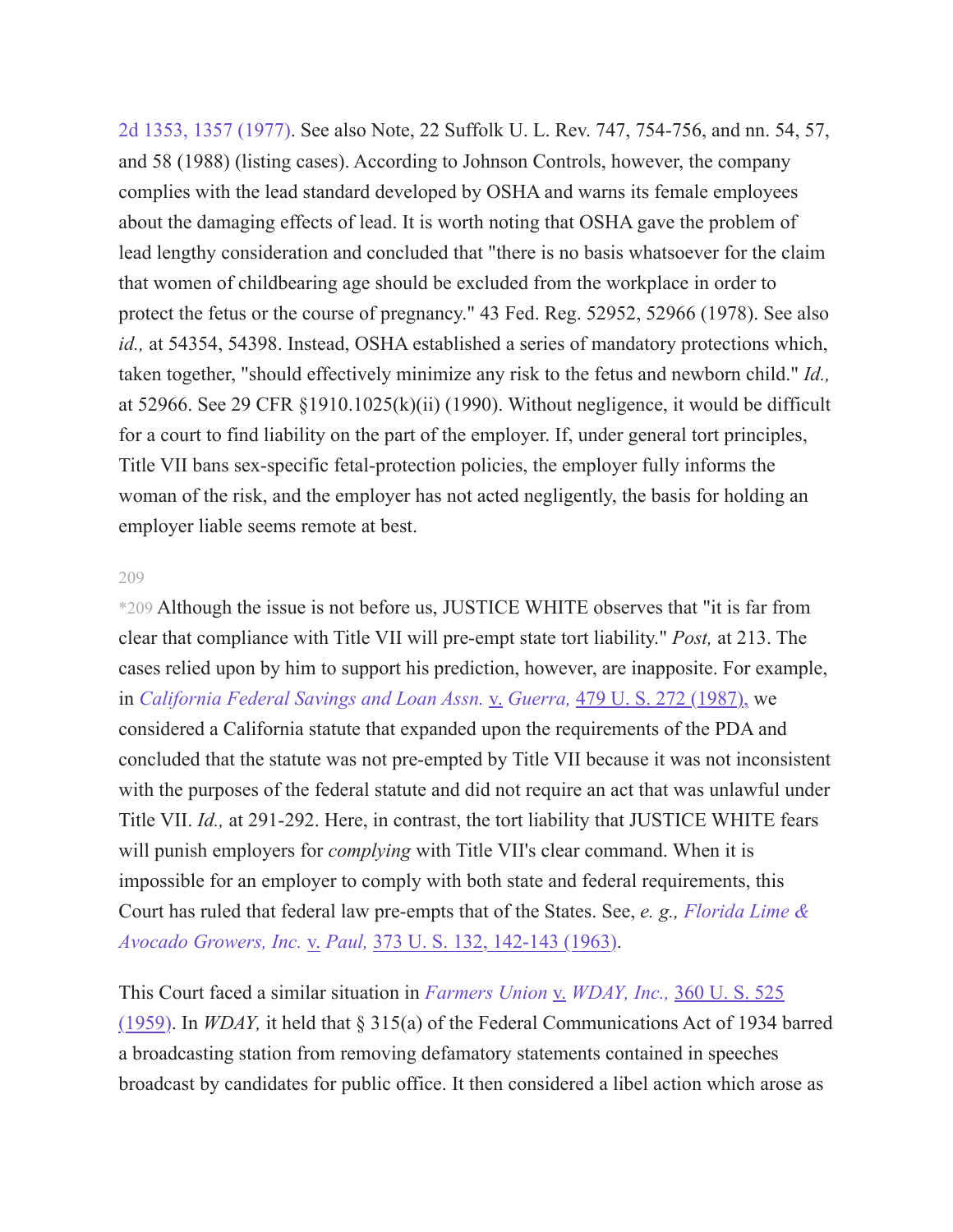2d 1353, 1357 (1977). See also Note, 22 Suffolk U. L. Rev. 747, 754-756, and nn. 54, 57, and 58 (1988) (listing cases). According to Johnson Controls, however, the company complies with the lead standard developed by OSHA and warns its female employees about the damaging effects of lead. It is worth noting that OSHA gave the problem of lead lengthy consideration and concluded that "there is no basis whatsoever for the claim that women of childbearing age should be excluded from the workplace in order to protect the fetus or the course of pregnancy." 43 Fed. Reg. 52952, 52966 (1978). See also *id.,* at 54354, 54398. Instead, OSHA established a series of mandatory protections which, taken together, "should effectively minimize any risk to the fetus and newborn child." *Id.,* at 52966. See 29 CFR §1910.1025(k)(ii) (1990). Without negligence, it would be difficult for a court to find liability on the part of the employer. If, under general tort principles, Title VII bans sex-specific fetal-protection policies, the employer fully informs the woman of the risk, and the employer has not acted negligently, the basis for holding an employer liable seems remote at best.

*209 Although the issue is not before us, JUSTICE WHITE observes that "it is far from clear that compliance with Title VII will pre-empt state tort liability." *Post,* at 213. The cases relied upon by him to support his prediction, however, are inapposite. For example, in *California Federal Savings and Loan Assn.* v. *Guerra,* 479 U. S. 272 (1987), we considered a California statute that expanded upon the requirements of the PDA and concluded that the statute was not pre-empted by Title VII because it was not inconsistent with the purposes of the federal statute and did not require an act that was unlawful under Title VII. *Id.,* at 291-292. Here, in contrast, the tort liability that JUSTICE WHITE fears will punish employers for *complying* with Title VII's clear command. When it is impossible for an employer to comply with both state and federal requirements, this Court has ruled that federal law pre-empts that of the States. See, *e. g., Florida Lime & Avocado Growers, Inc.* v. *Paul,* 373 U. S. 132, 142-143 (1963).

This Court faced a similar situation in *Farmers Union* v. *WDAY, Inc.,* 360 U. S. 525 (1959). In *WDAY,* it held that § 315(a) of the Federal Communications Act of 1934 barred a broadcasting station from removing defamatory statements contained in speeches broadcast by candidates for public office. It then considered a libel action which arose as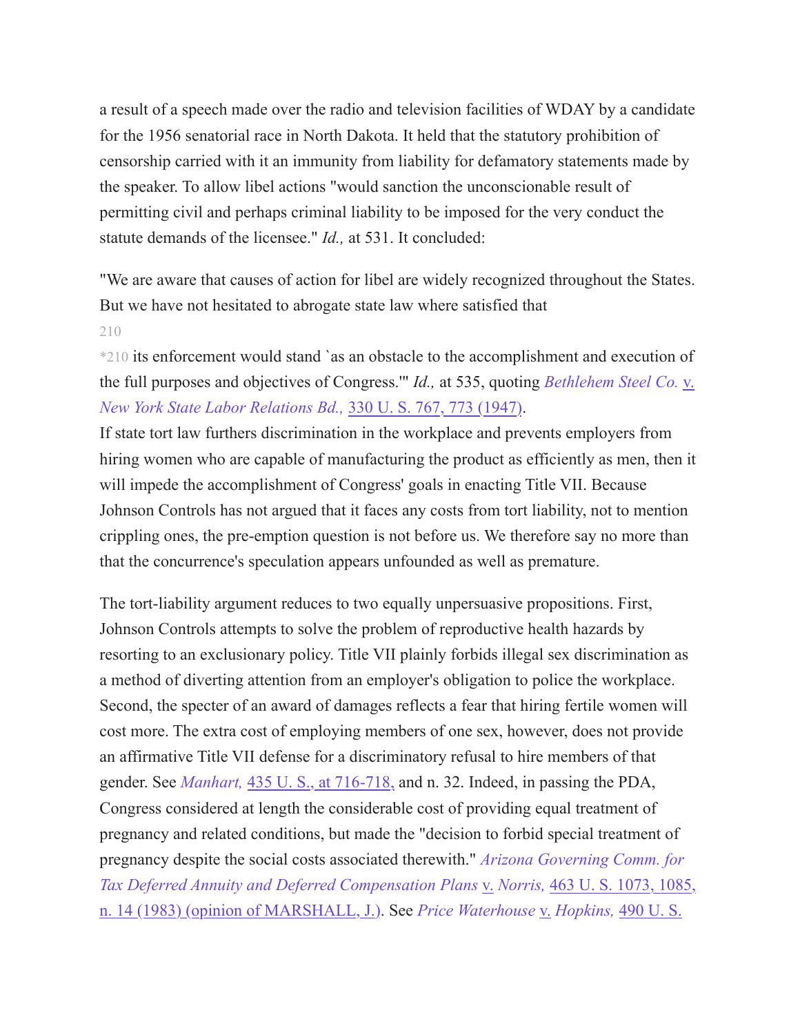a result of a speech made over the radio and television facilities of WDAY by a candidate for the 1956 senatorial race in North Dakota. It held that the statutory prohibition of censorship carried with it an immunity from liability for defamatory statements made by the speaker. To allow libel actions "would sanction the unconscionable result of permitting civil and perhaps criminal liability to be imposed for the very conduct the statute demands of the licensee." *Id.,* at 531. It concluded:

"We are aware that causes of action for libel are widely recognized throughout the States. But we have not hesitated to abrogate state law where satisfied that

*210 its enforcement would stand `as an obstacle to the accomplishment and execution of the full purposes and objectives of Congress.'" *Id.,* at 535, quoting *Bethlehem Steel Co.* v. *New York State Labor Relations Bd.,* 330 U. S. 767, 773 (1947).

If state tort law furthers discrimination in the workplace and prevents employers from hiring women who are capable of manufacturing the product as efficiently as men, then it will impede the accomplishment of Congress' goals in enacting Title VII. Because Johnson Controls has not argued that it faces any costs from tort liability, not to mention crippling ones, the pre-emption question is not before us. We therefore say no more than that the concurrence's speculation appears unfounded as well as premature.

The tort-liability argument reduces to two equally unpersuasive propositions. First, Johnson Controls attempts to solve the problem of reproductive health hazards by resorting to an exclusionary policy. Title VII plainly forbids illegal sex discrimination as a method of diverting attention from an employer's obligation to police the workplace. Second, the specter of an award of damages reflects a fear that hiring fertile women will cost more. The extra cost of employing members of one sex, however, does not provide an affirmative Title VII defense for a discriminatory refusal to hire members of that gender. See *Manhart,* 435 U. S., at 716-718, and n. 32. Indeed, in passing the PDA, Congress considered at length the considerable cost of providing equal treatment of pregnancy and related conditions, but made the "decision to forbid special treatment of pregnancy despite the social costs associated therewith." *Arizona Governing Comm. for Tax Deferred Annuity and Deferred Compensation Plans* v. *Norris,* 463 U. S. 1073, 1085, n. 14 (1983) (opinion of MARSHALL, J.). See *Price Waterhouse* v. *Hopkins,* 490 U. S.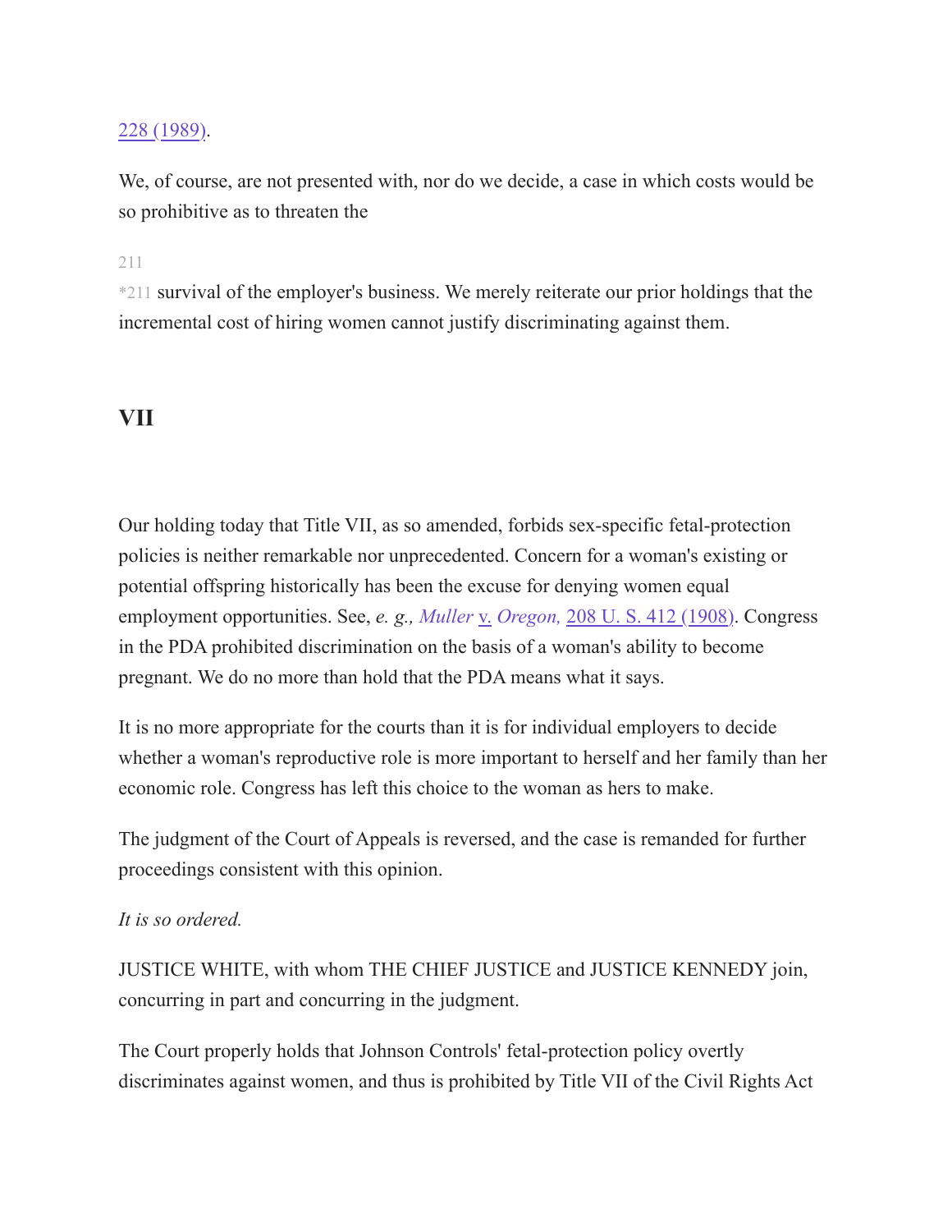228 (1989).

We, of course, are not presented with, nor do we decide, a case in which costs would be so prohibitive as to threaten the

*211 survival of the employer's business. We merely reiterate our prior holdings that the incremental cost of hiring women cannot justify discriminating against them.

## VII

Our holding today that Title VII, as so amended, forbids sex-specific fetal-protection policies is neither remarkable nor unprecedented. Concern for a woman's existing or potential offspring historically has been the excuse for denying women equal employment opportunities. See, *e. g., Muller* v. *Oregon,* 208 U. S. 412 (1908). Congress in the PDA prohibited discrimination on the basis of a woman's ability to become pregnant. We do no more than hold that the PDA means what it says.

It is no more appropriate for the courts than it is for individual employers to decide whether a woman's reproductive role is more important to herself and her family than her economic role. Congress has left this choice to the woman as hers to make.

The judgment of the Court of Appeals is reversed, and the case is remanded for further proceedings consistent with this opinion.

*It is so ordered.*

JUSTICE WHITE, with whom THE CHIEF JUSTICE and JUSTICE KENNEDY join, concurring in part and concurring in the judgment.

The Court properly holds that Johnson Controls' fetal-protection policy overtly discriminates against women, and thus is prohibited by Title VII of the Civil Rights Act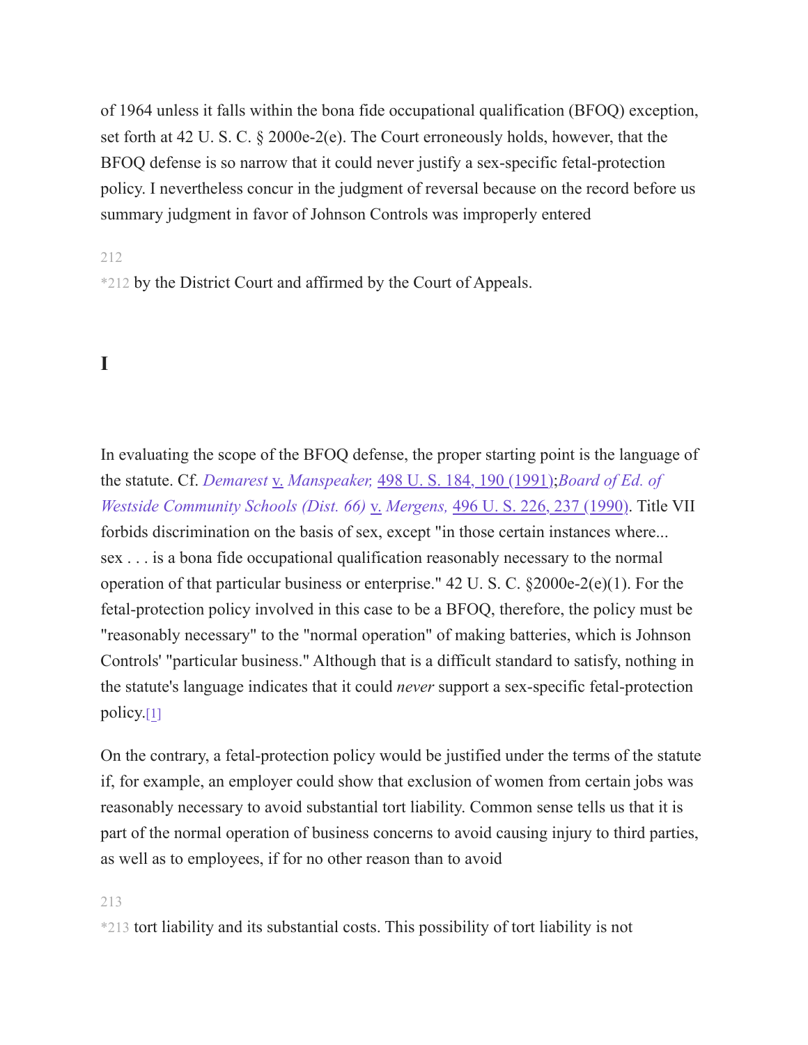of 1964 unless it falls within the bona fide occupational qualification (BFOQ) exception, set forth at 42 U. S. C. § 2000e-2(e). The Court erroneously holds, however, that the BFOQ defense is so narrow that it could never justify a sex-specific fetal-protection policy. I nevertheless concur in the judgment of reversal because on the record before us summary judgment in favor of Johnson Controls was improperly entered

*212 by the District Court and affirmed by the Court of Appeals.

# I

In evaluating the scope of the BFOQ defense, the proper starting point is the language of the statute. Cf. *Demarest* v. *Manspeaker,* 498 U. S. 184, 190 (1991); *Board of Ed. of Westside Community Schools (Dist. 66)* v. *Mergens,* 496 U. S. 226, 237 (1990). Title VII forbids discrimination on the basis of sex, except "in those certain instances where... sex . . . is a bona fide occupational qualification reasonably necessary to the normal operation of that particular business or enterprise." 42 U. S. C. §2000e-2(e)(1). For the fetal-protection policy involved in this case to be a BFOQ, therefore, the policy must be "reasonably necessary" to the "normal operation" of making batteries, which is Johnson Controls' "particular business." Although that is a difficult standard to satisfy, nothing in the statute's language indicates that it could *never* support a sex-specific fetal-protection policy.[1]

On the contrary, a fetal-protection policy would be justified under the terms of the statute if, for example, an employer could show that exclusion of women from certain jobs was reasonably necessary to avoid substantial tort liability. Common sense tells us that it is part of the normal operation of business concerns to avoid causing injury to third parties, as well as to employees, if for no other reason than to avoid

*213 tort liability and its substantial costs. This possibility of tort liability is not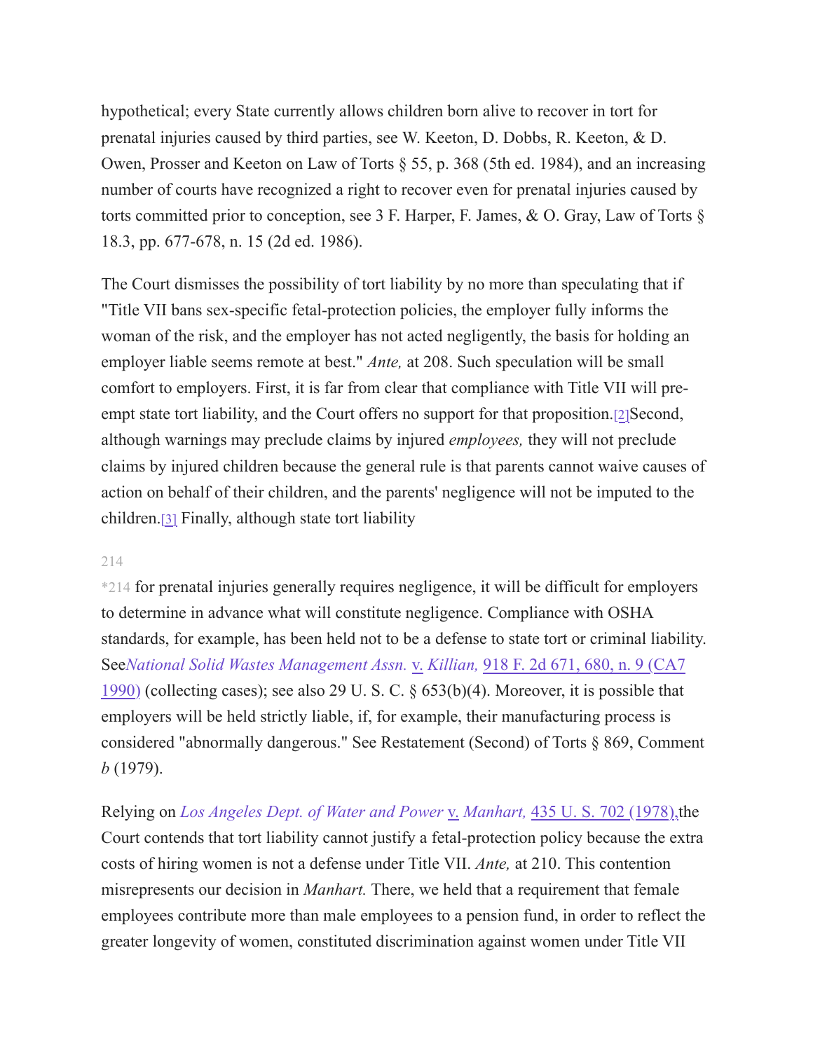hypothetical; every State currently allows children born alive to recover in tort for prenatal injuries caused by third parties, see W. Keeton, D. Dobbs, R. Keeton, & D. Owen, Prosser and Keeton on Law of Torts § 55, p. 368 (5th ed. 1984), and an increasing number of courts have recognized a right to recover even for prenatal injuries caused by torts committed prior to conception, see 3 F. Harper, F. James, & O. Gray, Law of Torts § 18.3, pp. 677-678, n. 15 (2d ed. 1986).

The Court dismisses the possibility of tort liability by no more than speculating that if "Title VII bans sex-specific fetal-protection policies, the employer fully informs the woman of the risk, and the employer has not acted negligently, the basis for holding an employer liable seems remote at best." *Ante,* at 208. Such speculation will be small comfort to employers. First, it is far from clear that compliance with Title VII will pre-empt state tort liability, and the Court offers no support for that proposition.[2] Second, although warnings may preclude claims by injured *employees,* they will not preclude claims by injured children because the general rule is that parents cannot waive causes of action on behalf of their children, and the parents' negligence will not be imputed to the children.[3] Finally, although state tort liability

*214 for prenatal injuries generally requires negligence, it will be difficult for employers to determine in advance what will constitute negligence. Compliance with OSHA standards, for example, has been held not to be a defense to state tort or criminal liability. See *National Solid Wastes Management Assn.* v. *Killian,* 918 F. 2d 671, 680, n. 9 (CA7 1990) (collecting cases); see also 29 U. S. C. § 653(b)(4). Moreover, it is possible that employers will be held strictly liable, if, for example, their manufacturing process is considered "abnormally dangerous." See Restatement (Second) of Torts § 869, Comment *b* (1979).

Relying on *Los Angeles Dept. of Water and Power* v. *Manhart,* 435 U. S. 702 (1978), the Court contends that tort liability cannot justify a fetal-protection policy because the extra costs of hiring women is not a defense under Title VII. *Ante,* at 210. This contention misrepresents our decision in *Manhart.* There, we held that a requirement that female employees contribute more than male employees to a pension fund, in order to reflect the greater longevity of women, constituted discrimination against women under Title VII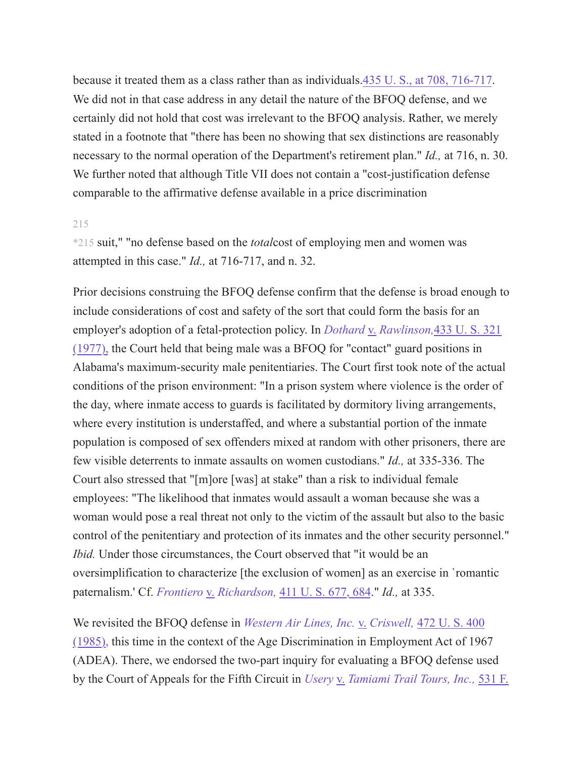because it treated them as a class rather than as individuals.435 U. S., at 708, 716-717. We did not in that case address in any detail the nature of the BFOQ defense, and we certainly did not hold that cost was irrelevant to the BFOQ analysis. Rather, we merely stated in a footnote that "there has been no showing that sex distinctions are reasonably necessary to the normal operation of the Department's retirement plan." *Id.,* at 716, n. 30. We further noted that although Title VII does not contain a "cost-justification defense comparable to the affirmative defense available in a price discrimination

215

*215 suit," "no defense based on the *total*cost of employing men and women was attempted in this case." *Id.,* at 716-717, and n. 32.

Prior decisions construing the BFOQ defense confirm that the defense is broad enough to include considerations of cost and safety of the sort that could form the basis for an employer's adoption of a fetal-protection policy. In *Dothard* v. *Rawlinson,*433 U. S. 321 (1977), the Court held that being male was a BFOQ for "contact" guard positions in Alabama's maximum-security male penitentiaries. The Court first took note of the actual conditions of the prison environment: "In a prison system where violence is the order of the day, where inmate access to guards is facilitated by dormitory living arrangements, where every institution is understaffed, and where a substantial portion of the inmate population is composed of sex offenders mixed at random with other prisoners, there are few visible deterrents to inmate assaults on women custodians." *Id.,* at 335-336. The Court also stressed that "[m]ore [was] at stake" than a risk to individual female employees: "The likelihood that inmates would assault a woman because she was a woman would pose a real threat not only to the victim of the assault but also to the basic control of the penitentiary and protection of its inmates and the other security personnel." *Ibid.* Under those circumstances, the Court observed that "it would be an oversimplification to characterize [the exclusion of women] as an exercise in `romantic paternalism.' Cf. *Frontiero* v. *Richardson,* 411 U. S. 677, 684." *Id.,* at 335.

We revisited the BFOQ defense in *Western Air Lines, Inc.* v. *Criswell,* 472 U. S. 400 (1985), this time in the context of the Age Discrimination in Employment Act of 1967 (ADEA). There, we endorsed the two-part inquiry for evaluating a BFOQ defense used by the Court of Appeals for the Fifth Circuit in *Usery* v. *Tamiami Trail Tours, Inc.,* 531 F.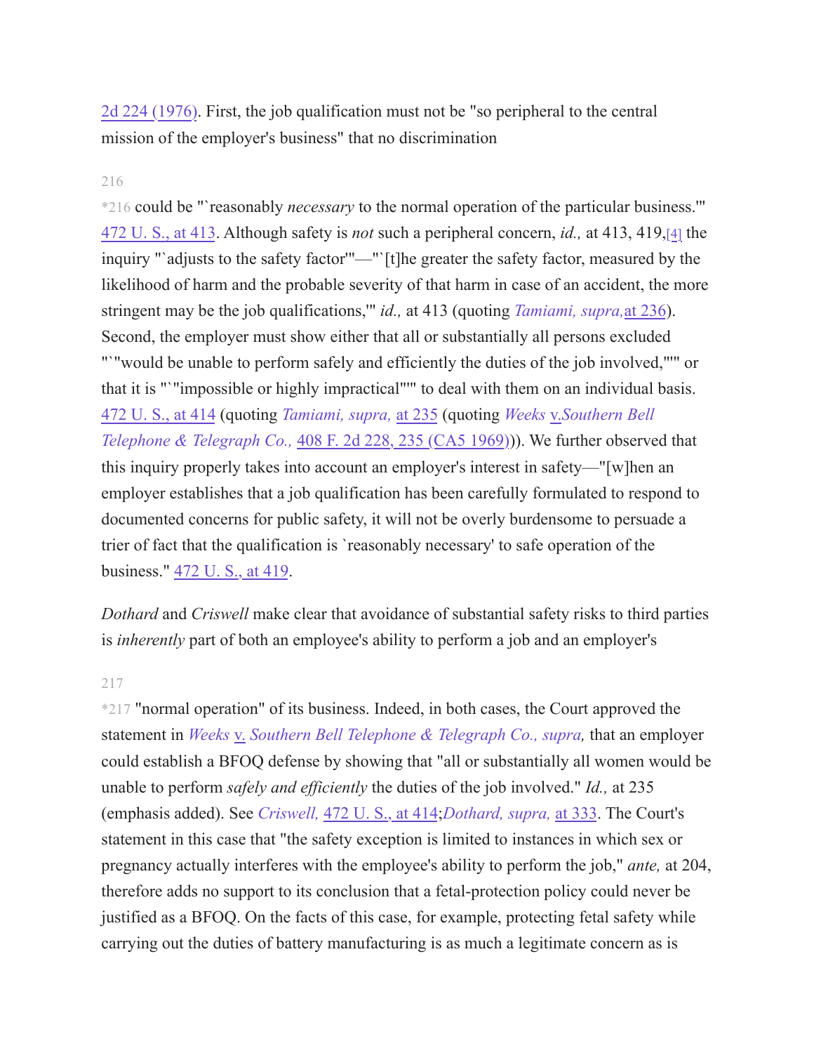2d 224 (1976). First, the job qualification must not be "so peripheral to the central mission of the employer's business" that no discrimination

*216 could be "`reasonably *necessary* to the normal operation of the particular business.'" 472 U. S., at 413. Although safety is *not* such a peripheral concern, *id.,* at 413, 419,[4] the inquiry "`adjusts to the safety factor'"—"`[t]he greater the safety factor, measured by the likelihood of harm and the probable severity of that harm in case of an accident, the more stringent may be the job qualifications,'" *id.,* at 413 (quoting *Tamiami, supra,* at 236). Second, the employer must show either that all or substantially all persons excluded "`"would be unable to perform safely and efficiently the duties of the job involved,"'" or that it is "`"impossible or highly impractical"'" to deal with them on an individual basis. 472 U. S., at 414 (quoting *Tamiami, supra,* at 235 (quoting *Weeks* v. *Southern Bell Telephone & Telegraph Co.,* 408 F. 2d 228, 235 (CA5 1969))). We further observed that this inquiry properly takes into account an employer's interest in safety—"[w]hen an employer establishes that a job qualification has been carefully formulated to respond to documented concerns for public safety, it will not be overly burdensome to persuade a trier of fact that the qualification is `reasonably necessary' to safe operation of the business." 472 U. S., at 419.

*Dothard* and *Criswell* make clear that avoidance of substantial safety risks to third parties is *inherently* part of both an employee's ability to perform a job and an employer's

*217 "normal operation" of its business. Indeed, in both cases, the Court approved the statement in *Weeks* v. *Southern Bell Telephone & Telegraph Co., supra,* that an employer could establish a BFOQ defense by showing that "all or substantially all women would be unable to perform *safely and efficiently* the duties of the job involved." *Id.,* at 235 (emphasis added). See *Criswell,* 472 U. S., at 414; *Dothard, supra,* at 333. The Court's statement in this case that "the safety exception is limited to instances in which sex or pregnancy actually interferes with the employee's ability to perform the job," *ante,* at 204, therefore adds no support to its conclusion that a fetal-protection policy could never be justified as a BFOQ. On the facts of this case, for example, protecting fetal safety while carrying out the duties of battery manufacturing is as much a legitimate concern as is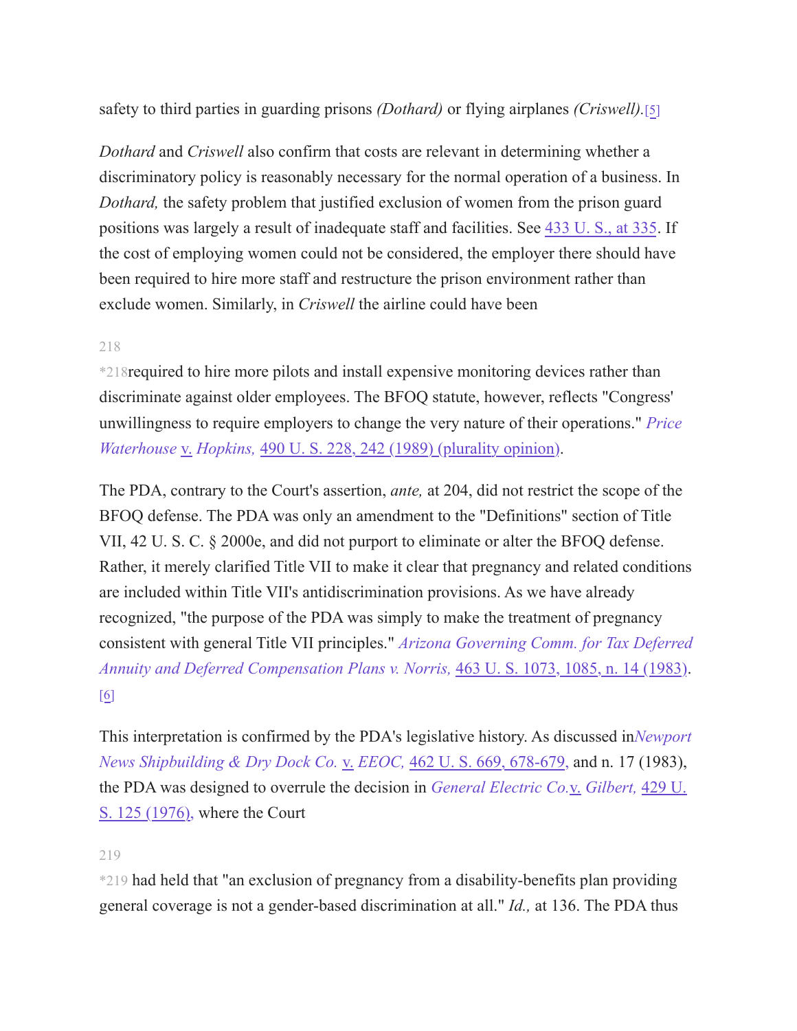safety to third parties in guarding prisons *(Dothard)* or flying airplanes *(Criswell).*[5]

*Dothard* and *Criswell* also confirm that costs are relevant in determining whether a discriminatory policy is reasonably necessary for the normal operation of a business. In *Dothard,* the safety problem that justified exclusion of women from the prison guard positions was largely a result of inadequate staff and facilities. See 433 U. S., at 335. If the cost of employing women could not be considered, the employer there should have been required to hire more staff and restructure the prison environment rather than exclude women. Similarly, in *Criswell* the airline could have been

*218 required to hire more pilots and install expensive monitoring devices rather than discriminate against older employees. The BFOQ statute, however, reflects "Congress' unwillingness to require employers to change the very nature of their operations." *Price Waterhouse* v. *Hopkins,* 490 U. S. 228, 242 (1989) (plurality opinion).

The PDA, contrary to the Court's assertion, *ante,* at 204, did not restrict the scope of the BFOQ defense. The PDA was only an amendment to the "Definitions" section of Title VII, 42 U. S. C. § 2000e, and did not purport to eliminate or alter the BFOQ defense. Rather, it merely clarified Title VII to make it clear that pregnancy and related conditions are included within Title VII's antidiscrimination provisions. As we have already recognized, "the purpose of the PDA was simply to make the treatment of pregnancy consistent with general Title VII principles." *Arizona Governing Comm. for Tax Deferred Annuity and Deferred Compensation Plans v. Norris,* 463 U. S. 1073, 1085, n. 14 (1983).[6]

This interpretation is confirmed by the PDA's legislative history. As discussed in *Newport News Shipbuilding & Dry Dock Co.* v. *EEOC,* 462 U. S. 669, 678-679, and n. 17 (1983), the PDA was designed to overrule the decision in *General Electric Co.* v. *Gilbert,* 429 U. S. 125 (1976), where the Court

*219 had held that "an exclusion of pregnancy from a disability-benefits plan providing general coverage is not a gender-based discrimination at all." *Id.,* at 136. The PDA thus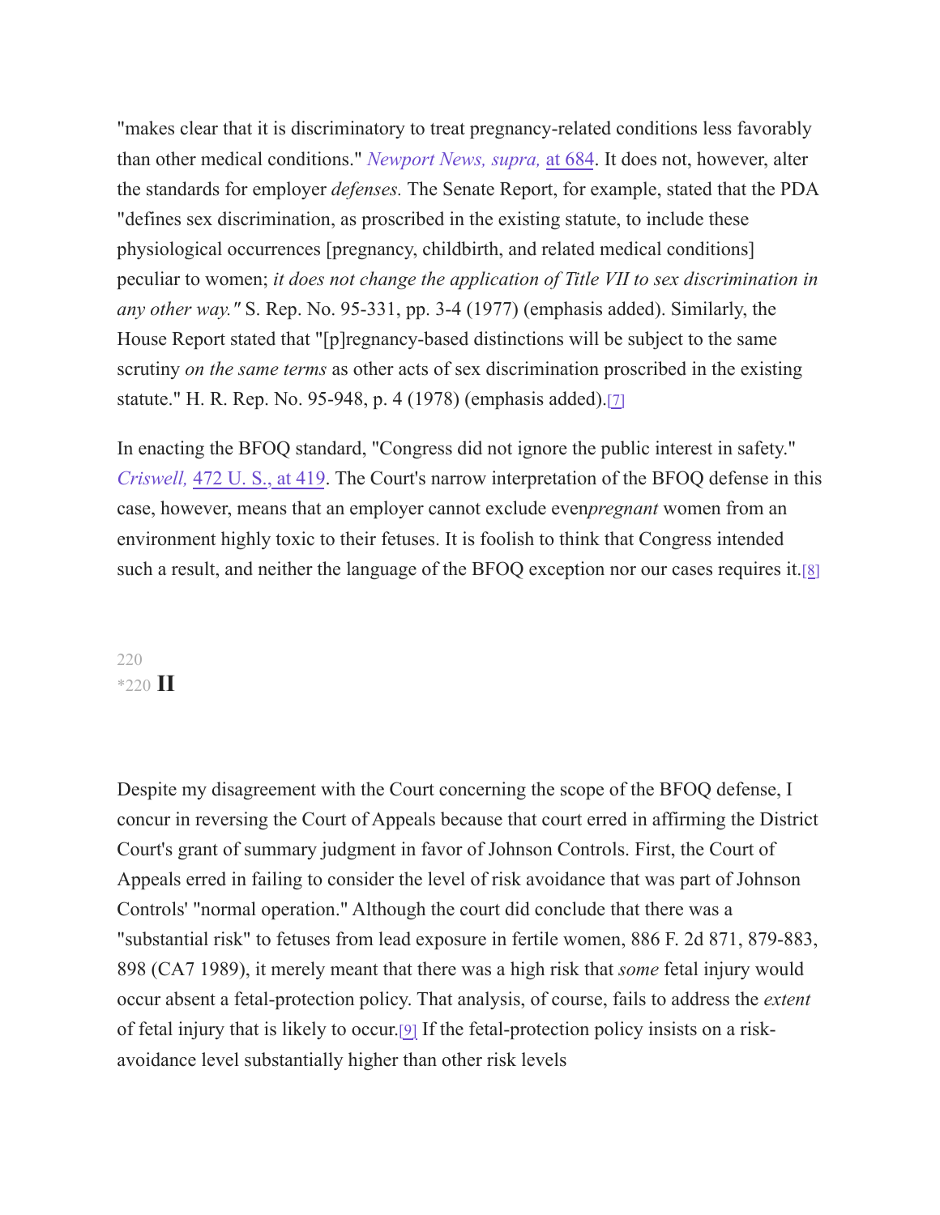"makes clear that it is discriminatory to treat pregnancy-related conditions less favorably than other medical conditions." *Newport News, supra,* at 684. It does not, however, alter the standards for employer *defenses.* The Senate Report, for example, stated that the PDA "defines sex discrimination, as proscribed in the existing statute, to include these physiological occurrences [pregnancy, childbirth, and related medical conditions] peculiar to women; *it does not change the application of Title VII to sex discrimination in any other way."* S. Rep. No. 95-331, pp. 3-4 (1977) (emphasis added). Similarly, the House Report stated that "[p]regnancy-based distinctions will be subject to the same scrutiny *on the same terms* as other acts of sex discrimination proscribed in the existing statute." H. R. Rep. No. 95-948, p. 4 (1978) (emphasis added).[7]

In enacting the BFOQ standard, "Congress did not ignore the public interest in safety." *Criswell,* 472 U. S., at 419. The Court's narrow interpretation of the BFOQ defense in this case, however, means that an employer cannot exclude even *pregnant* women from an environment highly toxic to their fetuses. It is foolish to think that Congress intended such a result, and neither the language of the BFOQ exception nor our cases requires it.[8]

*220 **II**

Despite my disagreement with the Court concerning the scope of the BFOQ defense, I concur in reversing the Court of Appeals because that court erred in affirming the District Court's grant of summary judgment in favor of Johnson Controls. First, the Court of Appeals erred in failing to consider the level of risk avoidance that was part of Johnson Controls' "normal operation." Although the court did conclude that there was a "substantial risk" to fetuses from lead exposure in fertile women, 886 F. 2d 871, 879-883, 898 (CA7 1989), it merely meant that there was a high risk that *some* fetal injury would occur absent a fetal-protection policy. That analysis, of course, fails to address the *extent* of fetal injury that is likely to occur.[9] If the fetal-protection policy insists on a risk-avoidance level substantially higher than other risk levels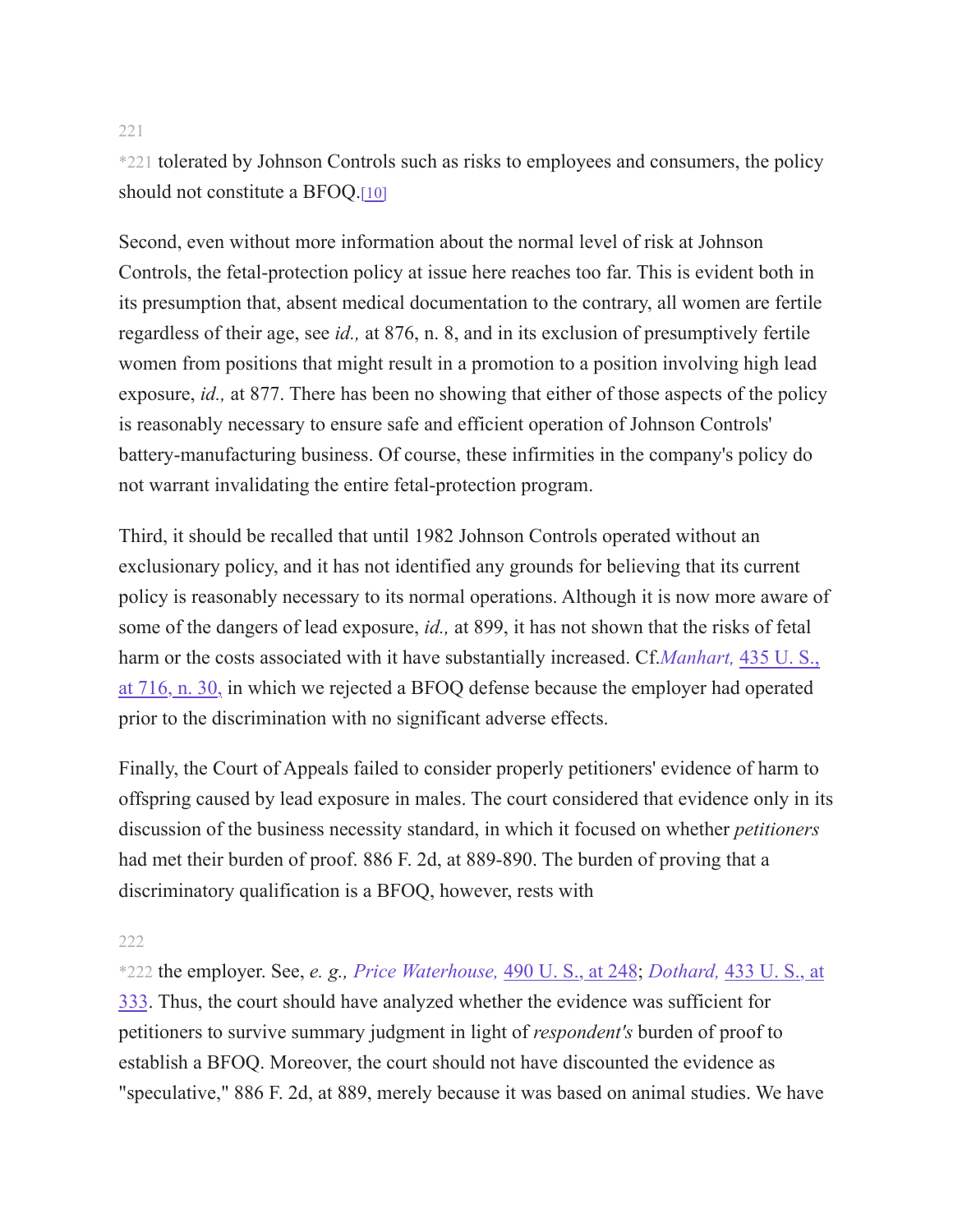*221 tolerated by Johnson Controls such as risks to employees and consumers, the policy should not constitute a BFOQ.[10]

Second, even without more information about the normal level of risk at Johnson Controls, the fetal-protection policy at issue here reaches too far. This is evident both in its presumption that, absent medical documentation to the contrary, all women are fertile regardless of their age, see *id.,* at 876, n. 8, and in its exclusion of presumptively fertile women from positions that might result in a promotion to a position involving high lead exposure, *id.,* at 877. There has been no showing that either of those aspects of the policy is reasonably necessary to ensure safe and efficient operation of Johnson Controls' battery-manufacturing business. Of course, these infirmities in the company's policy do not warrant invalidating the entire fetal-protection program.

Third, it should be recalled that until 1982 Johnson Controls operated without an exclusionary policy, and it has not identified any grounds for believing that its current policy is reasonably necessary to its normal operations. Although it is now more aware of some of the dangers of lead exposure, *id.,* at 899, it has not shown that the risks of fetal harm or the costs associated with it have substantially increased. Cf. *Manhart,* 435 U. S., at 716, n. 30, in which we rejected a BFOQ defense because the employer had operated prior to the discrimination with no significant adverse effects.

Finally, the Court of Appeals failed to consider properly petitioners' evidence of harm to offspring caused by lead exposure in males. The court considered that evidence only in its discussion of the business necessity standard, in which it focused on whether *petitioners* had met their burden of proof. 886 F. 2d, at 889-890. The burden of proving that a discriminatory qualification is a BFOQ, however, rests with

*222 the employer. See, *e. g., Price Waterhouse,* 490 U. S., at 248; *Dothard,* 433 U. S., at 333. Thus, the court should have analyzed whether the evidence was sufficient for petitioners to survive summary judgment in light of *respondent's* burden of proof to establish a BFOQ. Moreover, the court should not have discounted the evidence as "speculative," 886 F. 2d, at 889, merely because it was based on animal studies. We have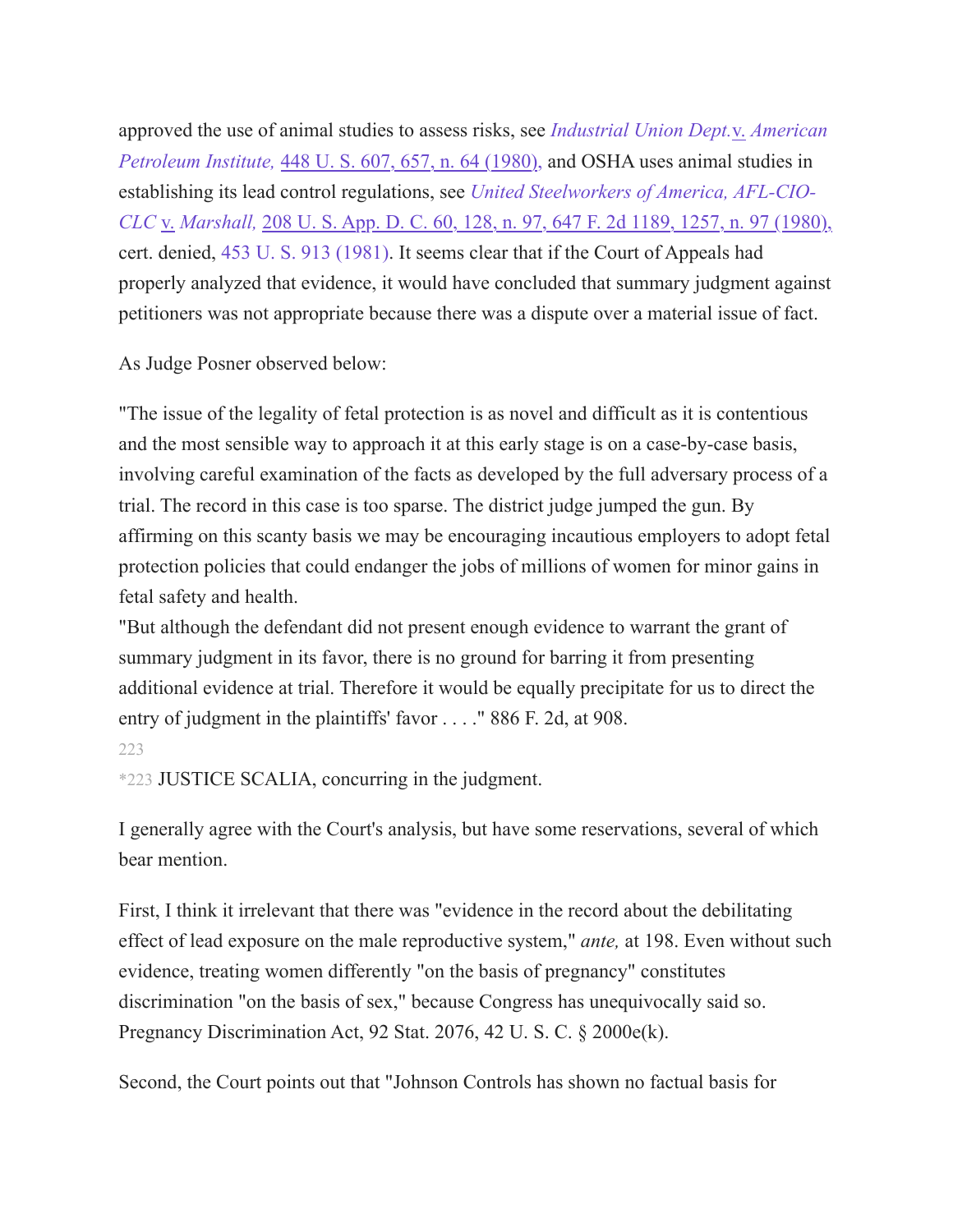approved the use of animal studies to assess risks, see *Industrial Union Dept.* v. *American Petroleum Institute,* 448 U. S. 607, 657, n. 64 (1980), and OSHA uses animal studies in establishing its lead control regulations, see *United Steelworkers of America, AFL-CIO-CLC* v. *Marshall,* 208 U. S. App. D. C. 60, 128, n. 97, 647 F. 2d 1189, 1257, n. 97 (1980), cert. denied, 453 U. S. 913 (1981). It seems clear that if the Court of Appeals had properly analyzed that evidence, it would have concluded that summary judgment against petitioners was not appropriate because there was a dispute over a material issue of fact.

As Judge Posner observed below:

"The issue of the legality of fetal protection is as novel and difficult as it is contentious and the most sensible way to approach it at this early stage is on a case-by-case basis, involving careful examination of the facts as developed by the full adversary process of a trial. The record in this case is too sparse. The district judge jumped the gun. By affirming on this scanty basis we may be encouraging incautious employers to adopt fetal protection policies that could endanger the jobs of millions of women for minor gains in fetal safety and health.
"But although the defendant did not present enough evidence to warrant the grant of summary judgment in its favor, there is no ground for barring it from presenting additional evidence at trial. Therefore it would be equally precipitate for us to direct the entry of judgment in the plaintiffs' favor . . . ." 886 F. 2d, at 908.

223

*223 JUSTICE SCALIA, concurring in the judgment.

I generally agree with the Court's analysis, but have some reservations, several of which bear mention.

First, I think it irrelevant that there was "evidence in the record about the debilitating effect of lead exposure on the male reproductive system," *ante,* at 198. Even without such evidence, treating women differently "on the basis of pregnancy" constitutes discrimination "on the basis of sex," because Congress has unequivocally said so. Pregnancy Discrimination Act, 92 Stat. 2076, 42 U. S. C. § 2000e(k).

Second, the Court points out that "Johnson Controls has shown no factual basis for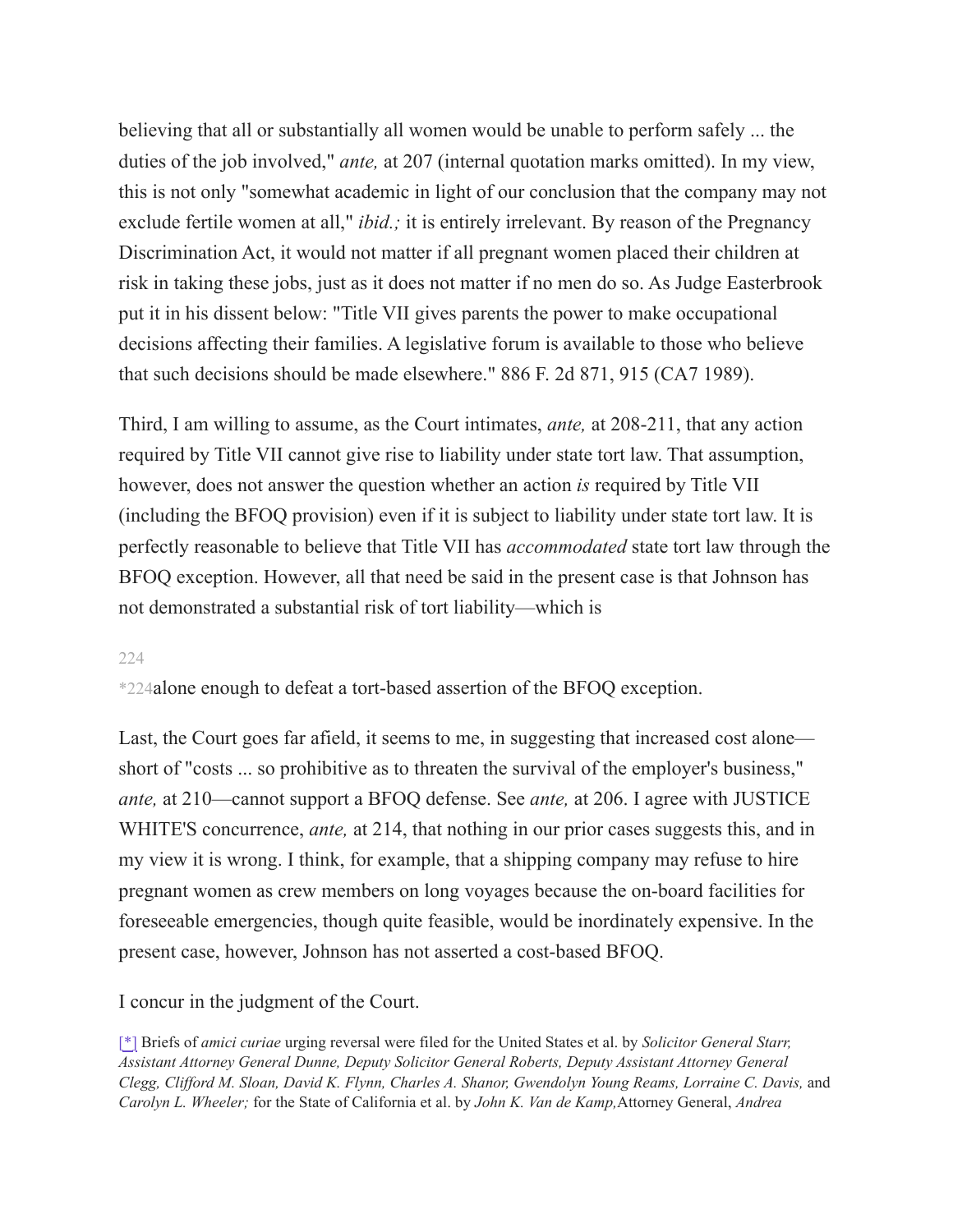believing that all or substantially all women would be unable to perform safely ... the duties of the job involved," *ante,* at 207 (internal quotation marks omitted). In my view, this is not only "somewhat academic in light of our conclusion that the company may not exclude fertile women at all," *ibid.;* it is entirely irrelevant. By reason of the Pregnancy Discrimination Act, it would not matter if all pregnant women placed their children at risk in taking these jobs, just as it does not matter if no men do so. As Judge Easterbrook put it in his dissent below: "Title VII gives parents the power to make occupational decisions affecting their families. A legislative forum is available to those who believe that such decisions should be made elsewhere." 886 F. 2d 871, 915 (CA7 1989).

Third, I am willing to assume, as the Court intimates, *ante,* at 208-211, that any action required by Title VII cannot give rise to liability under state tort law. That assumption, however, does not answer the question whether an action *is* required by Title VII (including the BFOQ provision) even if it is subject to liability under state tort law. It is perfectly reasonable to believe that Title VII has *accommodated* state tort law through the BFOQ exception. However, all that need be said in the present case is that Johnson has not demonstrated a substantial risk of tort liability—which is

*224alone enough to defeat a tort-based assertion of the BFOQ exception.

Last, the Court goes far afield, it seems to me, in suggesting that increased cost alone—short of "costs ... so prohibitive as to threaten the survival of the employer's business," *ante,* at 210—cannot support a BFOQ defense. See *ante,* at 206. I agree with JUSTICE WHITE'S concurrence, *ante,* at 214, that nothing in our prior cases suggests this, and in my view it is wrong. I think, for example, that a shipping company may refuse to hire pregnant women as crew members on long voyages because the on-board facilities for foreseeable emergencies, though quite feasible, would be inordinately expensive. In the present case, however, Johnson has not asserted a cost-based BFOQ.

I concur in the judgment of the Court.

[*] Briefs of *amici curiae* urging reversal were filed for the United States et al. by *Solicitor General Starr, Assistant Attorney General Dunne, Deputy Solicitor General Roberts, Deputy Assistant Attorney General Clegg, Clifford M. Sloan, David K. Flynn, Charles A. Shanor, Gwendolyn Young Reams, Lorraine C. Davis,* and *Carolyn L. Wheeler;* for the State of California et al. by *John K. Van de Kamp,* Attorney General, *Andrea*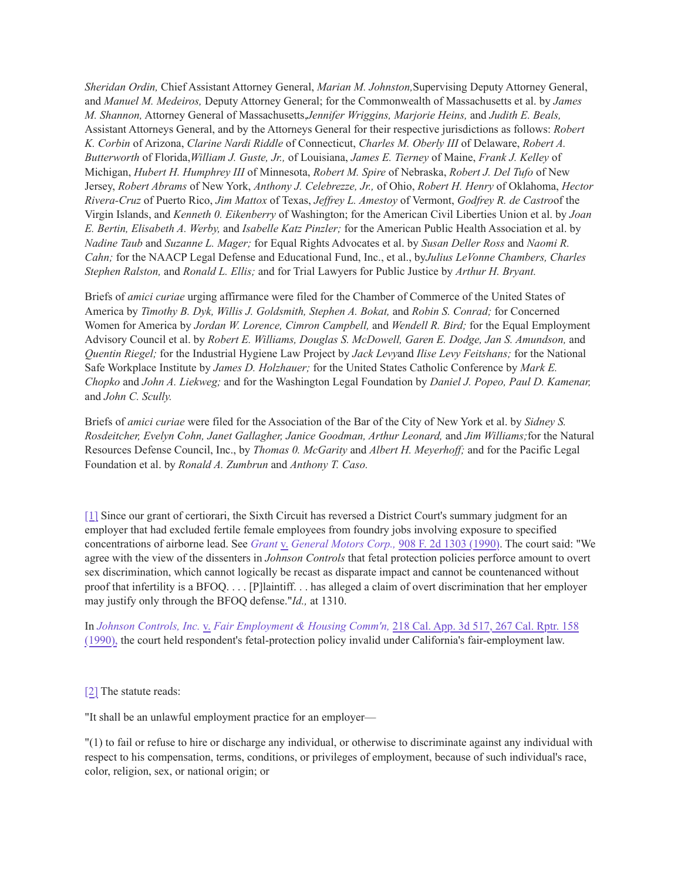*Sheridan Ordin,* Chief Assistant Attorney General, *Marian M. Johnston,* Supervising Deputy Attorney General, and *Manuel M. Medeiros,* Deputy Attorney General; for the Commonwealth of Massachusetts et al. by *James M. Shannon,* Attorney General of Massachusetts, *Jennifer Wriggins, Marjorie Heins,* and *Judith E. Beals,* Assistant Attorneys General, and by the Attorneys General for their respective jurisdictions as follows: *Robert K. Corbin* of Arizona, *Clarine Nardi Riddle* of Connecticut, *Charles M. Oberly III* of Delaware, *Robert A. Butterworth* of Florida, *William J. Guste, Jr.,* of Louisiana, *James E. Tierney* of Maine, *Frank J. Kelley* of Michigan, *Hubert H. Humphrey III* of Minnesota, *Robert M. Spire* of Nebraska, *Robert J. Del Tufo* of New Jersey, *Robert Abrams* of New York, *Anthony J. Celebrezze, Jr.,* of Ohio, *Robert H. Henry* of Oklahoma, *Hector Rivera-Cruz* of Puerto Rico, *Jim Mattox* of Texas, *Jeffrey L. Amestoy* of Vermont, *Godfrey R. de Castro* of the Virgin Islands, and *Kenneth 0. Eikenberry* of Washington; for the American Civil Liberties Union et al. by *Joan E. Bertin, Elisabeth A. Werby,* and *Isabelle Katz Pinzler;* for the American Public Health Association et al. by *Nadine Taub* and *Suzanne L. Mager;* for Equal Rights Advocates et al. by *Susan Deller Ross* and *Naomi R. Cahn;* for the NAACP Legal Defense and Educational Fund, Inc., et al., by *Julius LeVonne Chambers, Charles Stephen Ralston,* and *Ronald L. Ellis;* and for Trial Lawyers for Public Justice by *Arthur H. Bryant.*

Briefs of *amici curiae* urging affirmance were filed for the Chamber of Commerce of the United States of America by *Timothy B. Dyk, Willis J. Goldsmith, Stephen A. Bokat,* and *Robin S. Conrad;* for Concerned Women for America by *Jordan W. Lorence, Cimron Campbell,* and *Wendell R. Bird;* for the Equal Employment Advisory Council et al. by *Robert E. Williams, Douglas S. McDowell, Garen E. Dodge, Jan S. Amundson,* and *Quentin Riegel;* for the Industrial Hygiene Law Project by *Jack Levy* and *Ilise Levy Feitshans;* for the National Safe Workplace Institute by *James D. Holzhauer;* for the United States Catholic Conference by *Mark E. Chopko* and *John A. Liekweg;* and for the Washington Legal Foundation by *Daniel J. Popeo, Paul D. Kamenar,* and *John C. Scully.*

Briefs of *amici curiae* were filed for the Association of the Bar of the City of New York et al. by *Sidney S. Rosdeitcher, Evelyn Cohn, Janet Gallagher, Janice Goodman, Arthur Leonard,* and *Jim Williams;* for the Natural Resources Defense Council, Inc., by *Thomas 0. McGarity* and *Albert H. Meyerhoff;* and for the Pacific Legal Foundation et al. by *Ronald A. Zumbrun* and *Anthony T. Caso.*

[1] Since our grant of certiorari, the Sixth Circuit has reversed a District Court's summary judgment for an employer that had excluded fertile female employees from foundry jobs involving exposure to specified concentrations of airborne lead. See *Grant* v. *General Motors Corp.,* 908 F. 2d 1303 (1990). The court said: "We agree with the view of the dissenters in *Johnson Controls* that fetal protection policies perforce amount to overt sex discrimination, which cannot logically be recast as disparate impact and cannot be countenanced without proof that infertility is a BFOQ. . . . [P]laintiff. . . has alleged a claim of overt discrimination that her employer may justify only through the BFOQ defense." *Id.,* at 1310.

In *Johnson Controls, Inc.* v. *Fair Employment & Housing Comm'n,* 218 Cal. App. 3d 517, 267 Cal. Rptr. 158 (1990), the court held respondent's fetal-protection policy invalid under California's fair-employment law.

[2] The statute reads:

"It shall be an unlawful employment practice for an employer—

"(1) to fail or refuse to hire or discharge any individual, or otherwise to discriminate against any individual with respect to his compensation, terms, conditions, or privileges of employment, because of such individual's race, color, religion, sex, or national origin; or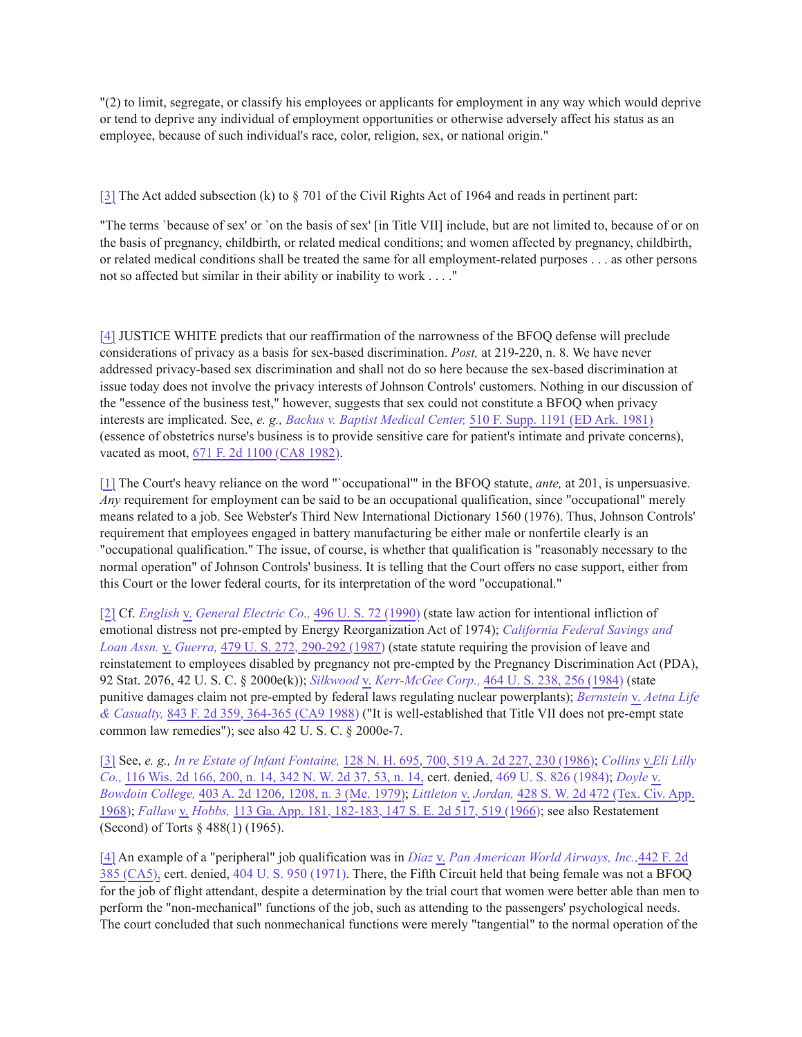"(2) to limit, segregate, or classify his employees or applicants for employment in any way which would deprive or tend to deprive any individual of employment opportunities or otherwise adversely affect his status as an employee, because of such individual's race, color, religion, sex, or national origin."

[3] The Act added subsection (k) to § 701 of the Civil Rights Act of 1964 and reads in pertinent part:

"The terms `because of sex' or `on the basis of sex' [in Title VII] include, but are not limited to, because of or on the basis of pregnancy, childbirth, or related medical conditions; and women affected by pregnancy, childbirth, or related medical conditions shall be treated the same for all employment-related purposes . . . as other persons not so affected but similar in their ability or inability to work . . . ."

[4] JUSTICE WHITE predicts that our reaffirmation of the narrowness of the BFOQ defense will preclude considerations of privacy as a basis for sex-based discrimination. *Post,* at 219-220, n. 8. We have never addressed privacy-based sex discrimination and shall not do so here because the sex-based discrimination at issue today does not involve the privacy interests of Johnson Controls' customers. Nothing in our discussion of the "essence of the business test," however, suggests that sex could not constitute a BFOQ when privacy interests are implicated. See, *e. g., Backus v. Baptist Medical Center,* 510 F. Supp. 1191 (ED Ark. 1981) (essence of obstetrics nurse's business is to provide sensitive care for patient's intimate and private concerns), vacated as moot, 671 F. 2d 1100 (CA8 1982).

[1] The Court's heavy reliance on the word "`occupational'" in the BFOQ statute, *ante,* at 201, is unpersuasive. *Any* requirement for employment can be said to be an occupational qualification, since "occupational" merely means related to a job. See Webster's Third New International Dictionary 1560 (1976). Thus, Johnson Controls' requirement that employees engaged in battery manufacturing be either male or nonfertile clearly is an "occupational qualification." The issue, of course, is whether that qualification is "reasonably necessary to the normal operation" of Johnson Controls' business. It is telling that the Court offers no case support, either from this Court or the lower federal courts, for its interpretation of the word "occupational."

[2] Cf. *English* v. *General Electric Co.,* 496 U. S. 72 (1990) (state law action for intentional infliction of emotional distress not pre-empted by Energy Reorganization Act of 1974); *California Federal Savings and Loan Assn.* v. *Guerra,* 479 U. S. 272, 290-292 (1987) (state statute requiring the provision of leave and reinstatement to employees disabled by pregnancy not pre-empted by the Pregnancy Discrimination Act (PDA), 92 Stat. 2076, 42 U. S. C. § 2000e(k)); *Silkwood* v. *Kerr-McGee Corp.,* 464 U. S. 238, 256 (1984) (state punitive damages claim not pre-empted by federal laws regulating nuclear powerplants); *Bernstein* v. *Aetna Life & Casualty,* 843 F. 2d 359, 364-365 (CA9 1988) ("It is well-established that Title VII does not pre-empt state common law remedies"); see also 42 U. S. C. § 2000e-7.

[3] See, *e. g., In re Estate of Infant Fontaine,* 128 N. H. 695, 700, 519 A. 2d 227, 230 (1986); *Collins* v. *Eli Lilly Co.,* 116 Wis. 2d 166, 200, n. 14, 342 N. W. 2d 37, 53, n. 14, cert. denied, 469 U. S. 826 (1984); *Doyle* v. *Bowdoin College,* 403 A. 2d 1206, 1208, n. 3 (Me. 1979); *Littleton* v. *Jordan,* 428 S. W. 2d 472 (Tex. Civ. App. 1968); *Fallaw* v. *Hobbs,* 113 Ga. App. 181, 182-183, 147 S. E. 2d 517, 519 (1966); see also Restatement (Second) of Torts § 488(1) (1965).

[4] An example of a "peripheral" job qualification was in *Diaz* v. *Pan American World Airways, Inc.,* 442 F. 2d 385 (CA5), cert. denied, 404 U. S. 950 (1971). There, the Fifth Circuit held that being female was not a BFOQ for the job of flight attendant, despite a determination by the trial court that women were better able than men to perform the "non-mechanical" functions of the job, such as attending to the passengers' psychological needs. The court concluded that such nonmechanical functions were merely "tangential" to the normal operation of the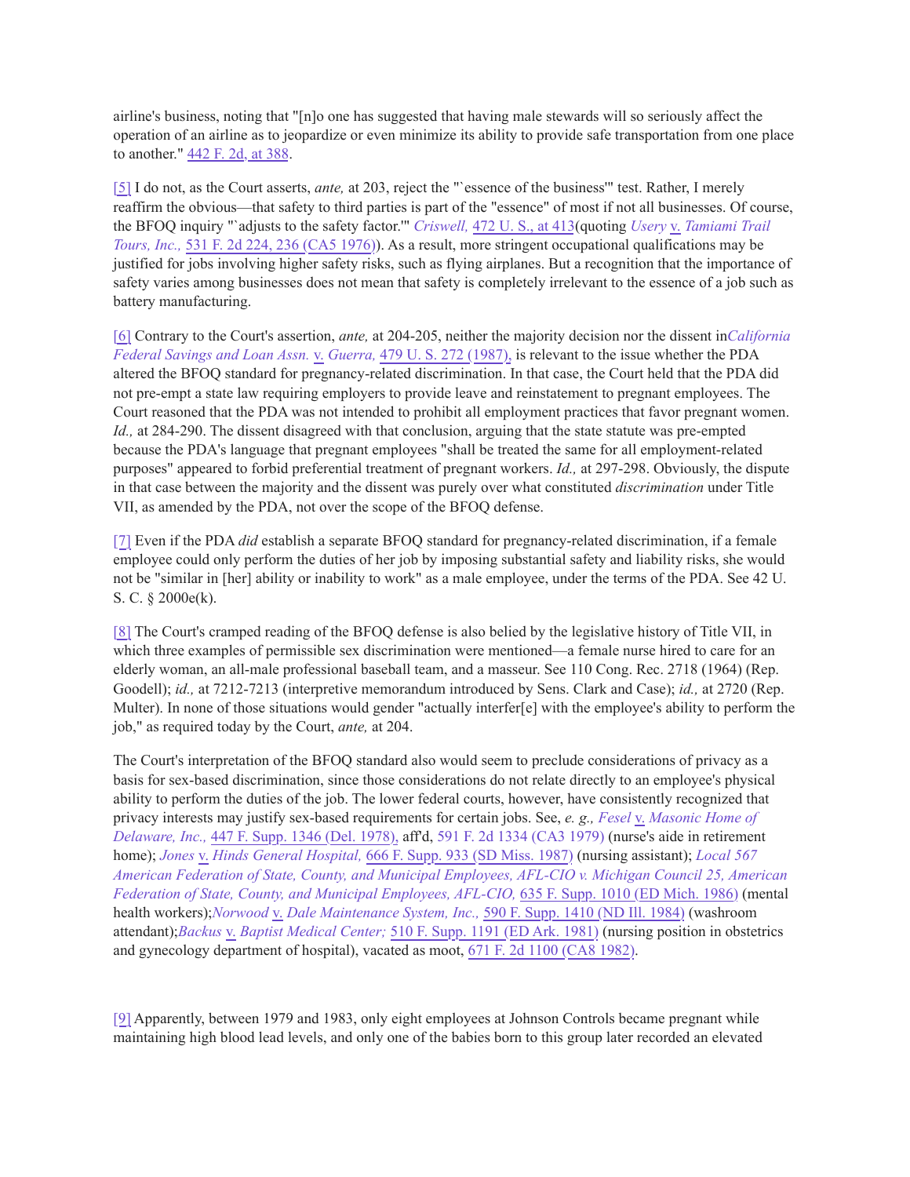airline's business, noting that "[n]o one has suggested that having male stewards will so seriously affect the operation of an airline as to jeopardize or even minimize its ability to provide safe transportation from one place to another." 442 F. 2d, at 388.

[5] I do not, as the Court asserts, *ante,* at 203, reject the "`essence of the business'" test. Rather, I merely reaffirm the obvious—that safety to third parties is part of the "essence" of most if not all businesses. Of course, the BFOQ inquiry "`adjusts to the safety factor.'" *Criswell,* 472 U. S., at 413(quoting *Usery* v. *Tamiami Trail Tours, Inc.,* 531 F. 2d 224, 236 (CA5 1976)). As a result, more stringent occupational qualifications may be justified for jobs involving higher safety risks, such as flying airplanes. But a recognition that the importance of safety varies among businesses does not mean that safety is completely irrelevant to the essence of a job such as battery manufacturing.

[6] Contrary to the Court's assertion, *ante,* at 204-205, neither the majority decision nor the dissent in*California Federal Savings and Loan Assn.* v. *Guerra,* 479 U. S. 272 (1987), is relevant to the issue whether the PDA altered the BFOQ standard for pregnancy-related discrimination. In that case, the Court held that the PDA did not pre-empt a state law requiring employers to provide leave and reinstatement to pregnant employees. The Court reasoned that the PDA was not intended to prohibit all employment practices that favor pregnant women. *Id.,* at 284-290. The dissent disagreed with that conclusion, arguing that the state statute was pre-empted because the PDA's language that pregnant employees "shall be treated the same for all employment-related purposes" appeared to forbid preferential treatment of pregnant workers. *Id.,* at 297-298. Obviously, the dispute in that case between the majority and the dissent was purely over what constituted *discrimination* under Title VII, as amended by the PDA, not over the scope of the BFOQ defense.

[7] Even if the PDA *did* establish a separate BFOQ standard for pregnancy-related discrimination, if a female employee could only perform the duties of her job by imposing substantial safety and liability risks, she would not be "similar in [her] ability or inability to work" as a male employee, under the terms of the PDA. See 42 U. S. C. § 2000e(k).

[8] The Court's cramped reading of the BFOQ defense is also belied by the legislative history of Title VII, in which three examples of permissible sex discrimination were mentioned—a female nurse hired to care for an elderly woman, an all-male professional baseball team, and a masseur. See 110 Cong. Rec. 2718 (1964) (Rep. Goodell); *id.,* at 7212-7213 (interpretive memorandum introduced by Sens. Clark and Case); *id.,* at 2720 (Rep. Multer). In none of those situations would gender "actually interfer[e] with the employee's ability to perform the job," as required today by the Court, *ante,* at 204.

The Court's interpretation of the BFOQ standard also would seem to preclude considerations of privacy as a basis for sex-based discrimination, since those considerations do not relate directly to an employee's physical ability to perform the duties of the job. The lower federal courts, however, have consistently recognized that privacy interests may justify sex-based requirements for certain jobs. See, *e. g., Fesel* v. *Masonic Home of Delaware, Inc.,* 447 F. Supp. 1346 (Del. 1978), aff'd, 591 F. 2d 1334 (CA3 1979) (nurse's aide in retirement home); *Jones* v. *Hinds General Hospital,* 666 F. Supp. 933 (SD Miss. 1987) (nursing assistant); *Local 567 American Federation of State, County, and Municipal Employees, AFL-CIO v. Michigan Council 25, American Federation of State, County, and Municipal Employees, AFL-CIO,* 635 F. Supp. 1010 (ED Mich. 1986) (mental health workers);*Norwood* v. *Dale Maintenance System, Inc.,* 590 F. Supp. 1410 (ND Ill. 1984) (washroom attendant);*Backus* v. *Baptist Medical Center;* 510 F. Supp. 1191 (ED Ark. 1981) (nursing position in obstetrics and gynecology department of hospital), vacated as moot, 671 F. 2d 1100 (CA8 1982).

[9] Apparently, between 1979 and 1983, only eight employees at Johnson Controls became pregnant while maintaining high blood lead levels, and only one of the babies born to this group later recorded an elevated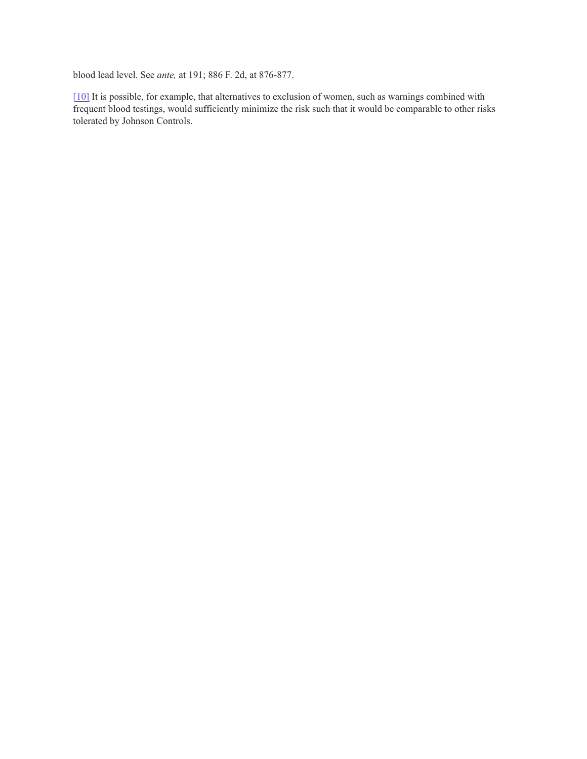blood lead level. See *ante,* at 191; 886 F. 2d, at 876-877.

[10] It is possible, for example, that alternatives to exclusion of women, such as warnings combined with frequent blood testings, would sufficiently minimize the risk such that it would be comparable to other risks tolerated by Johnson Controls.